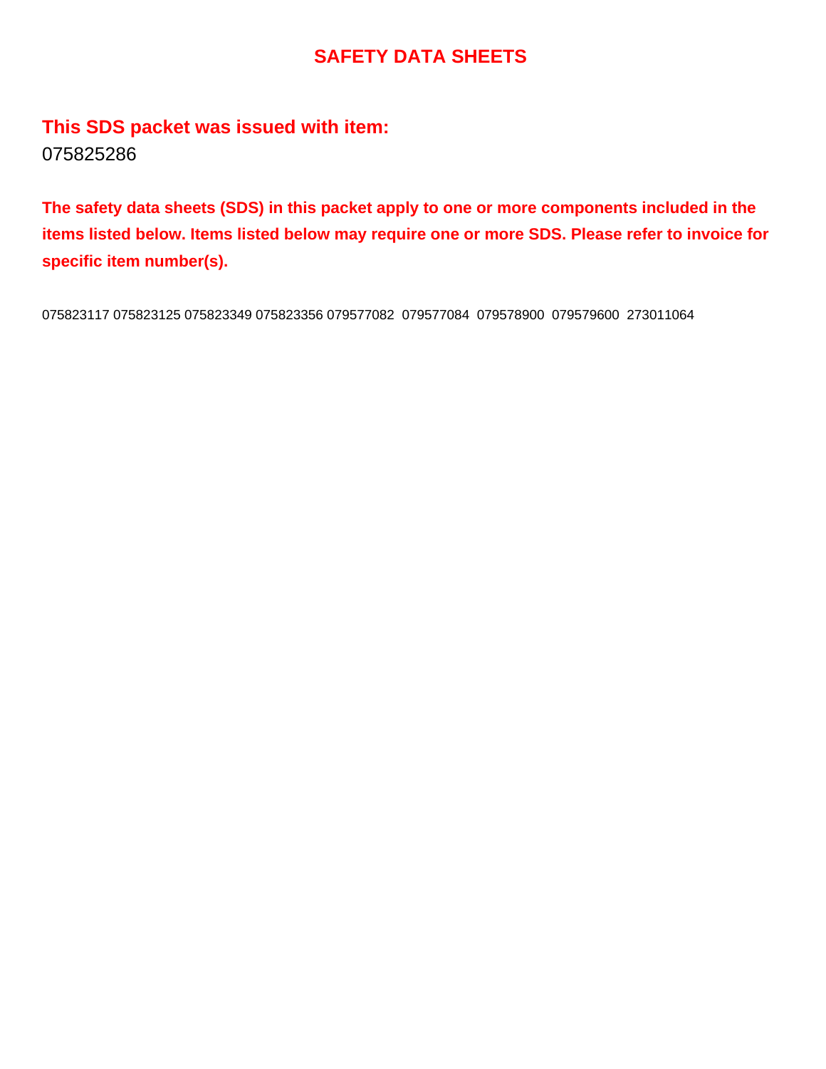# SAFETY DATA SHEETS

## This SDS packet was issued with item:

075825286

**The safety data sheets (SDS) in this packet apply to one or more components included in the items listed below. Items listed below may require one or more SDS. Please refer to invoice for specific item number(s).**

075823117 075823125 075823349 075823356 079577082 079577084 079578900 079579600 273011064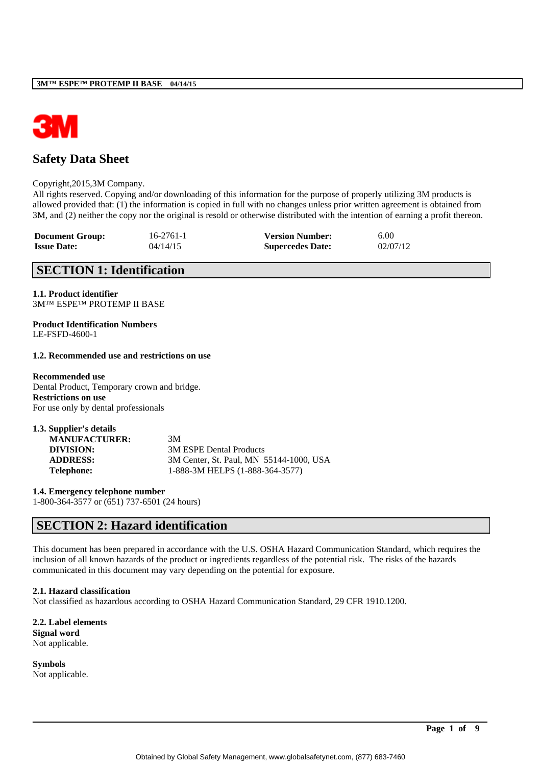# Safety Data Sheet

Copyright,2015,3M Company.
All rights reserved. Copying and/or downloading of this information for the purpose of properly utilizing 3M products is allowed provided that: (1) the information is copied in full with no changes unless prior written agreement is obtained from 3M, and (2) neither the copy nor the original is resold or otherwise distributed with the intention of earning a profit thereon.

| | | | |
|---|---|---|---|
| **Document Group:** | 16-2761-1 | **Version Number:** | 6.00 |
| **Issue Date:** | 04/14/15 | **Supercedes Date:** | 02/07/12 |

## SECTION 1: Identification

**1.1. Product identifier**
3M™ ESPE™ PROTEMP II BASE

**Product Identification Numbers**
LE-FSFD-4600-1

**1.2. Recommended use and restrictions on use**

**Recommended use**
Dental Product, Temporary crown and bridge.
**Restrictions on use**
For use only by dental professionals

**1.3. Supplier's details**

| | |
|---|---|
| **MANUFACTURER:** | 3M |
| **DIVISION:** | 3M ESPE Dental Products |
| **ADDRESS:** | 3M Center, St. Paul, MN 55144-1000, USA |
| **Telephone:** | 1-888-3M HELPS (1-888-364-3577) |

**1.4. Emergency telephone number**
1-800-364-3577 or (651) 737-6501 (24 hours)

## SECTION 2: Hazard identification

This document has been prepared in accordance with the U.S. OSHA Hazard Communication Standard, which requires the inclusion of all known hazards of the product or ingredients regardless of the potential risk. The risks of the hazards communicated in this document may vary depending on the potential for exposure.

**2.1. Hazard classification**
Not classified as hazardous according to OSHA Hazard Communication Standard, 29 CFR 1910.1200.

**2.2. Label elements**
**Signal word**
Not applicable.

**Symbols**
Not applicable.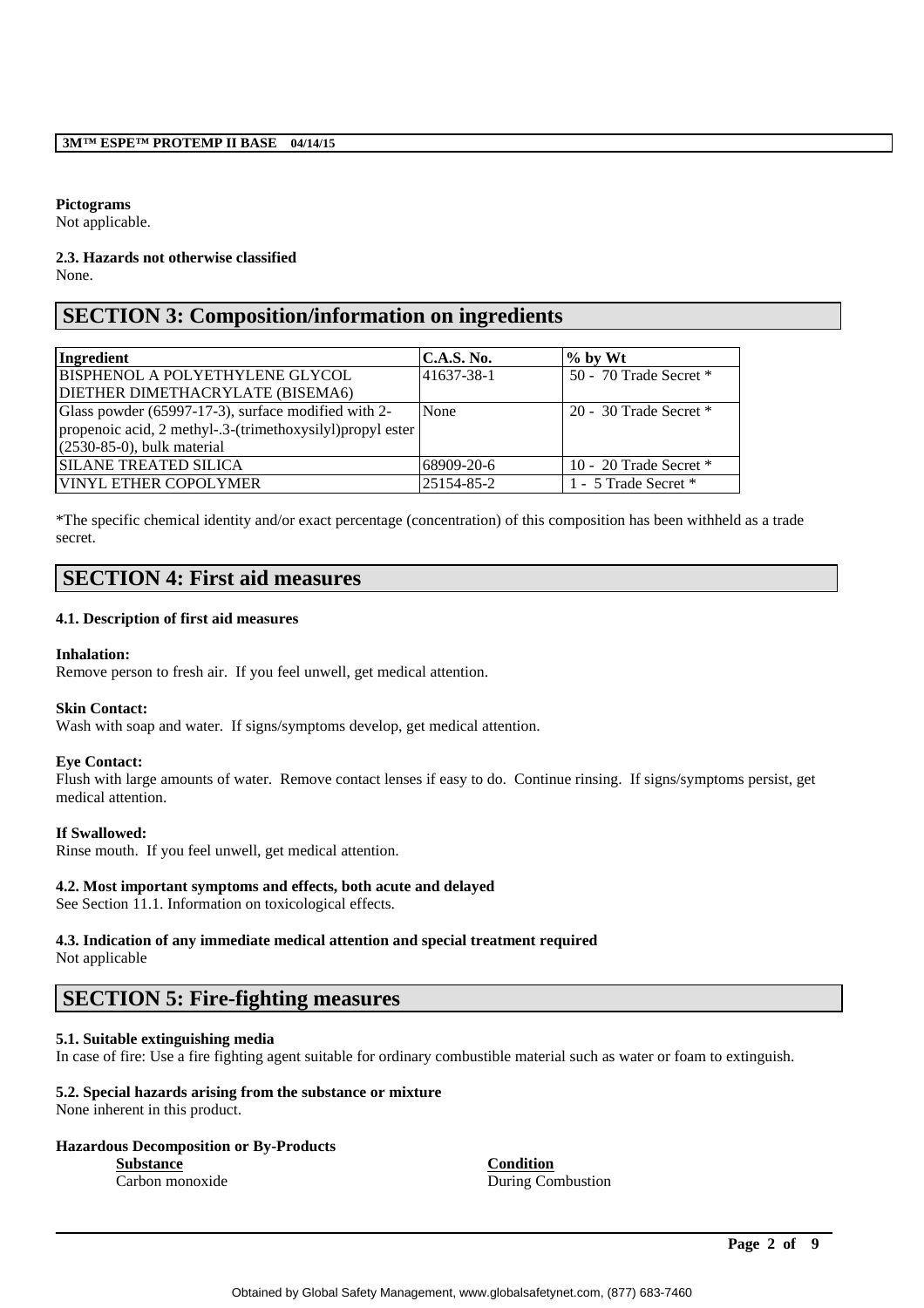**Pictograms**
Not applicable.

**2.3. Hazards not otherwise classified**
None.

## SECTION 3: Composition/information on ingredients

| Ingredient | C.A.S. No. | % by Wt |
|---|---|---|
| BISPHENOL A POLYETHYLENE GLYCOL DIETHER DIMETHACRYLATE (BISEMA6) | 41637-38-1 | 50 - 70 Trade Secret * |
| Glass powder (65997-17-3), surface modified with 2-propenoic acid, 2 methyl-.3-(trimethoxysilyl)propyl ester (2530-85-0), bulk material | None | 20 - 30 Trade Secret * |
| SILANE TREATED SILICA | 68909-20-6 | 10 - 20 Trade Secret * |
| VINYL ETHER COPOLYMER | 25154-85-2 | 1 - 5 Trade Secret * |

*The specific chemical identity and/or exact percentage (concentration) of this composition has been withheld as a trade secret.

## SECTION 4: First aid measures

**4.1. Description of first aid measures**

**Inhalation:**
Remove person to fresh air. If you feel unwell, get medical attention.

**Skin Contact:**
Wash with soap and water. If signs/symptoms develop, get medical attention.

**Eye Contact:**
Flush with large amounts of water. Remove contact lenses if easy to do. Continue rinsing. If signs/symptoms persist, get medical attention.

**If Swallowed:**
Rinse mouth. If you feel unwell, get medical attention.

**4.2. Most important symptoms and effects, both acute and delayed**
See Section 11.1. Information on toxicological effects.

**4.3. Indication of any immediate medical attention and special treatment required**
Not applicable

## SECTION 5: Fire-fighting measures

**5.1. Suitable extinguishing media**
In case of fire: Use a fire fighting agent suitable for ordinary combustible material such as water or foam to extinguish.

**5.2. Special hazards arising from the substance or mixture**
None inherent in this product.

**Hazardous Decomposition or By-Products**

| Substance | Condition |
|---|---|
| Carbon monoxide | During Combustion |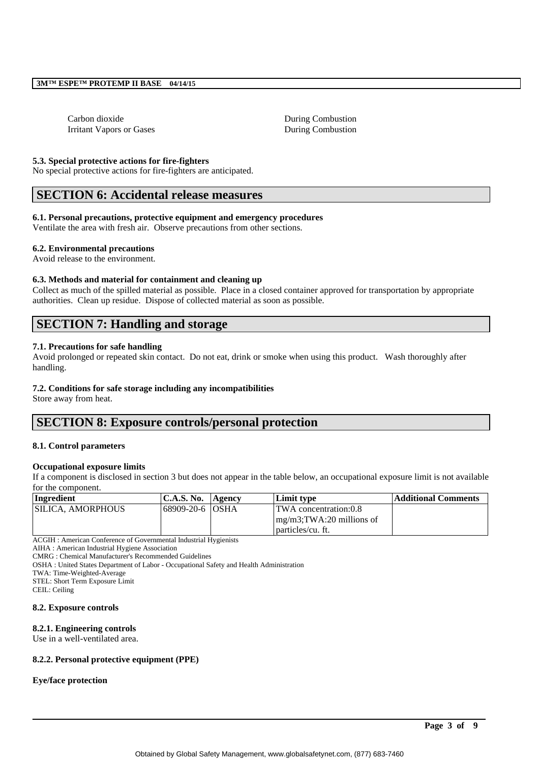| | |
|---|---|
| Carbon dioxide | During Combustion |
| Irritant Vapors or Gases | During Combustion |

**5.3. Special protective actions for fire-fighters**
No special protective actions for fire-fighters are anticipated.

## SECTION 6: Accidental release measures

**6.1. Personal precautions, protective equipment and emergency procedures**
Ventilate the area with fresh air. Observe precautions from other sections.

**6.2. Environmental precautions**
Avoid release to the environment.

**6.3. Methods and material for containment and cleaning up**
Collect as much of the spilled material as possible. Place in a closed container approved for transportation by appropriate authorities. Clean up residue. Dispose of collected material as soon as possible.

## SECTION 7: Handling and storage

**7.1. Precautions for safe handling**
Avoid prolonged or repeated skin contact. Do not eat, drink or smoke when using this product. Wash thoroughly after handling.

**7.2. Conditions for safe storage including any incompatibilities**
Store away from heat.

## SECTION 8: Exposure controls/personal protection

**8.1. Control parameters**

**Occupational exposure limits**
If a component is disclosed in section 3 but does not appear in the table below, an occupational exposure limit is not available for the component.

| Ingredient | C.A.S. No. | Agency | Limit type | Additional Comments |
|---|---|---|---|---|
| SILICA, AMORPHOUS | 68909-20-6 | OSHA | TWA concentration:0.8 mg/m3;TWA:20 millions of particles/cu. ft. | |

ACGIH : American Conference of Governmental Industrial Hygienists
AIHA : American Industrial Hygiene Association
CMRG : Chemical Manufacturer's Recommended Guidelines
OSHA : United States Department of Labor - Occupational Safety and Health Administration
TWA: Time-Weighted-Average
STEL: Short Term Exposure Limit
CEIL: Ceiling

**8.2. Exposure controls**

**8.2.1. Engineering controls**
Use in a well-ventilated area.

**8.2.2. Personal protective equipment (PPE)**

**Eye/face protection**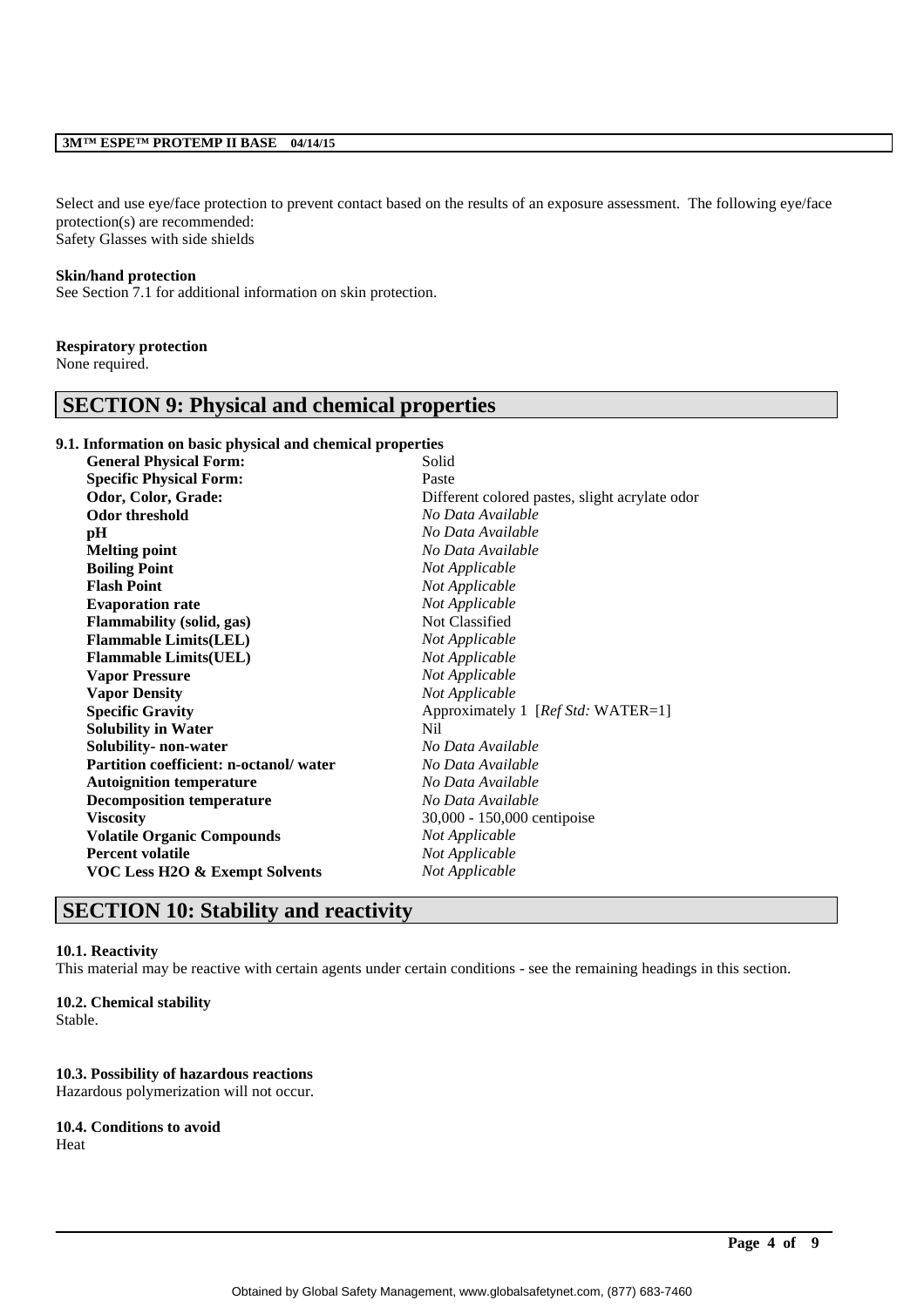Select and use eye/face protection to prevent contact based on the results of an exposure assessment. The following eye/face protection(s) are recommended:
Safety Glasses with side shields

**Skin/hand protection**
See Section 7.1 for additional information on skin protection.

**Respiratory protection**
None required.

## SECTION 9: Physical and chemical properties

**9.1. Information on basic physical and chemical properties**

| | |
|---|---|
| **General Physical Form:** | Solid |
| **Specific Physical Form:** | Paste |
| **Odor, Color, Grade:** | Different colored pastes, slight acrylate odor |
| **Odor threshold** | *No Data Available* |
| **pH** | *No Data Available* |
| **Melting point** | *No Data Available* |
| **Boiling Point** | *Not Applicable* |
| **Flash Point** | *Not Applicable* |
| **Evaporation rate** | *Not Applicable* |
| **Flammability (solid, gas)** | Not Classified |
| **Flammable Limits(LEL)** | *Not Applicable* |
| **Flammable Limits(UEL)** | *Not Applicable* |
| **Vapor Pressure** | *Not Applicable* |
| **Vapor Density** | *Not Applicable* |
| **Specific Gravity** | Approximately 1 [*Ref Std:* WATER=1] |
| **Solubility in Water** | Nil |
| **Solubility- non-water** | *No Data Available* |
| **Partition coefficient: n-octanol/ water** | *No Data Available* |
| **Autoignition temperature** | *No Data Available* |
| **Decomposition temperature** | *No Data Available* |
| **Viscosity** | 30,000 - 150,000 centipoise |
| **Volatile Organic Compounds** | *Not Applicable* |
| **Percent volatile** | *Not Applicable* |
| **VOC Less H2O & Exempt Solvents** | *Not Applicable* |

## SECTION 10: Stability and reactivity

**10.1. Reactivity**
This material may be reactive with certain agents under certain conditions - see the remaining headings in this section.

**10.2. Chemical stability**
Stable.

**10.3. Possibility of hazardous reactions**
Hazardous polymerization will not occur.

**10.4. Conditions to avoid**
Heat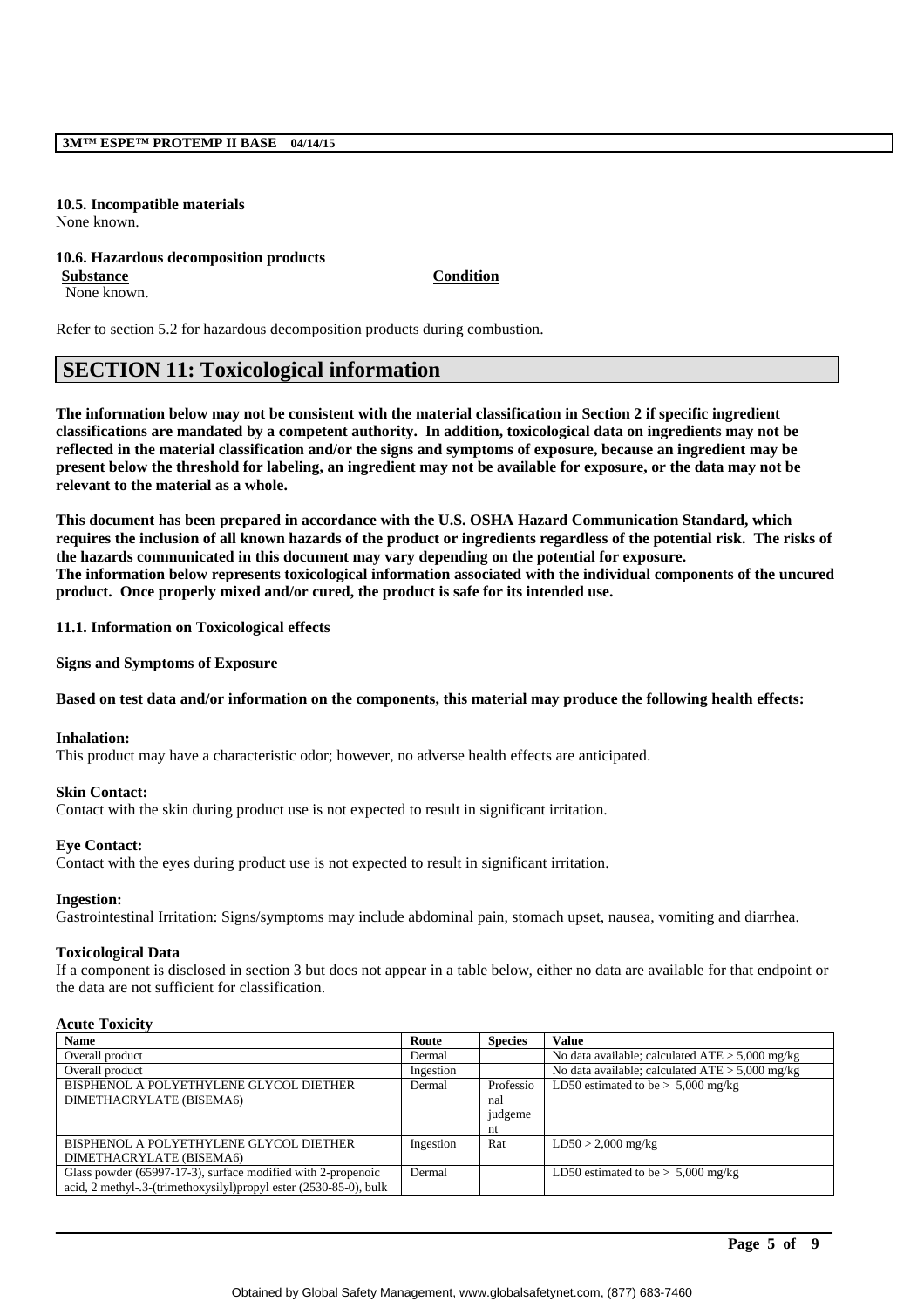**10.5. Incompatible materials**
None known.

**10.6. Hazardous decomposition products**

| **Substance** | **Condition** |
|---|---|
| None known. | |

Refer to section 5.2 for hazardous decomposition products during combustion.

# SECTION 11: Toxicological information

**The information below may not be consistent with the material classification in Section 2 if specific ingredient classifications are mandated by a competent authority. In addition, toxicological data on ingredients may not be reflected in the material classification and/or the signs and symptoms of exposure, because an ingredient may be present below the threshold for labeling, an ingredient may not be available for exposure, or the data may not be relevant to the material as a whole.**

**This document has been prepared in accordance with the U.S. OSHA Hazard Communication Standard, which requires the inclusion of all known hazards of the product or ingredients regardless of the potential risk. The risks of the hazards communicated in this document may vary depending on the potential for exposure.**
**The information below represents toxicological information associated with the individual components of the uncured product. Once properly mixed and/or cured, the product is safe for its intended use.**

**11.1. Information on Toxicological effects**

**Signs and Symptoms of Exposure**

**Based on test data and/or information on the components, this material may produce the following health effects:**

**Inhalation:**
This product may have a characteristic odor; however, no adverse health effects are anticipated.

**Skin Contact:**
Contact with the skin during product use is not expected to result in significant irritation.

**Eye Contact:**
Contact with the eyes during product use is not expected to result in significant irritation.

**Ingestion:**
Gastrointestinal Irritation: Signs/symptoms may include abdominal pain, stomach upset, nausea, vomiting and diarrhea.

**Toxicological Data**
If a component is disclosed in section 3 but does not appear in a table below, either no data are available for that endpoint or the data are not sufficient for classification.

**Acute Toxicity**

| **Name** | **Route** | **Species** | **Value** |
|---|---|---|---|
| Overall product | Dermal | | No data available; calculated ATE > 5,000 mg/kg |
| Overall product | Ingestion | | No data available; calculated ATE > 5,000 mg/kg |
| BISPHENOL A POLYETHYLENE GLYCOL DIETHER DIMETHACRYLATE (BISEMA6) | Dermal | Professional judgement | LD50 estimated to be > 5,000 mg/kg |
| BISPHENOL A POLYETHYLENE GLYCOL DIETHER DIMETHACRYLATE (BISEMA6) | Ingestion | Rat | LD50 > 2,000 mg/kg |
| Glass powder (65997-17-3), surface modified with 2-propenoic acid, 2 methyl-.3-(trimethoxysilyl)propyl ester (2530-85-0), bulk | Dermal | | LD50 estimated to be > 5,000 mg/kg |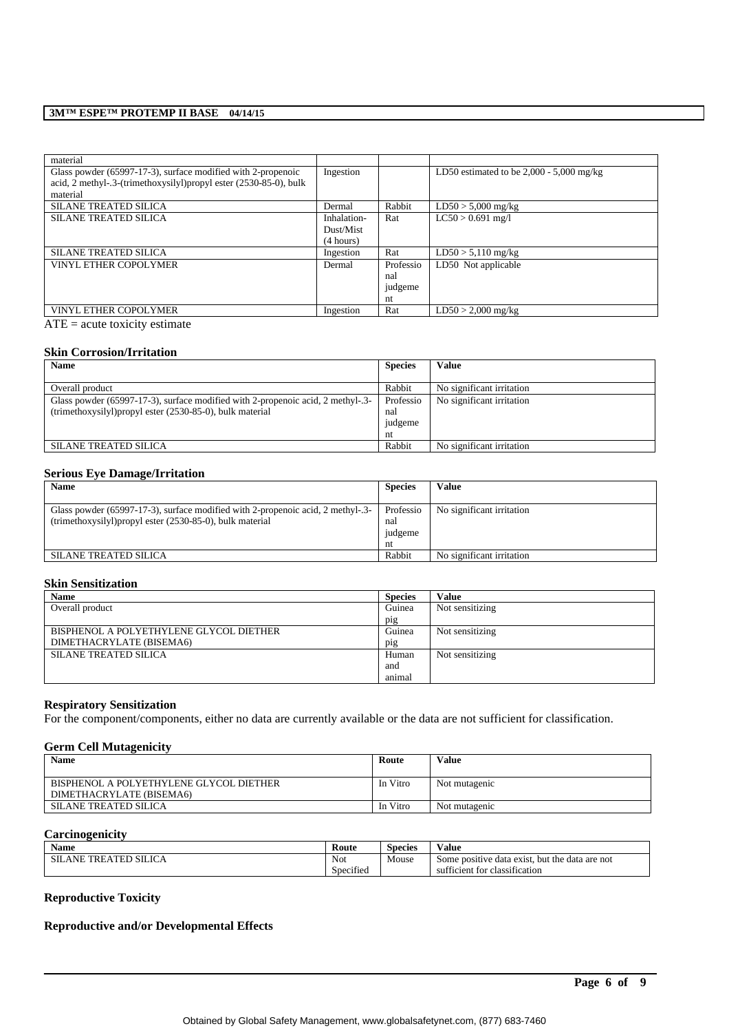| | | | |
|---|---|---|---|
| material | | | |
| Glass powder (65997-17-3), surface modified with 2-propenoic acid, 2 methyl-.3-(trimethoxysilyl)propyl ester (2530-85-0), bulk material | Ingestion | | LD50 estimated to be 2,000 - 5,000 mg/kg |
| SILANE TREATED SILICA | Dermal | Rabbit | LD50 > 5,000 mg/kg |
| SILANE TREATED SILICA | Inhalation-Dust/Mist (4 hours) | Rat | LC50 > 0.691 mg/l |
| SILANE TREATED SILICA | Ingestion | Rat | LD50 > 5,110 mg/kg |
| VINYL ETHER COPOLYMER | Dermal | Professional judgement | LD50 Not applicable |
| VINYL ETHER COPOLYMER | Ingestion | Rat | LD50 > 2,000 mg/kg |

ATE = acute toxicity estimate

### Skin Corrosion/Irritation

| Name | Species | Value |
|---|---|---|
| Overall product | Rabbit | No significant irritation |
| Glass powder (65997-17-3), surface modified with 2-propenoic acid, 2 methyl-.3-(trimethoxysilyl)propyl ester (2530-85-0), bulk material | Professional judgement | No significant irritation |
| SILANE TREATED SILICA | Rabbit | No significant irritation |

### Serious Eye Damage/Irritation

| Name | Species | Value |
|---|---|---|
| Glass powder (65997-17-3), surface modified with 2-propenoic acid, 2 methyl-.3-(trimethoxysilyl)propyl ester (2530-85-0), bulk material | Professional judgement | No significant irritation |
| SILANE TREATED SILICA | Rabbit | No significant irritation |

### Skin Sensitization

| Name | Species | Value |
|---|---|---|
| Overall product | Guinea pig | Not sensitizing |
| BISPHENOL A POLYETHYLENE GLYCOL DIETHER DIMETHACRYLATE (BISEMA6) | Guinea pig | Not sensitizing |
| SILANE TREATED SILICA | Human and animal | Not sensitizing |

### Respiratory Sensitization

For the component/components, either no data are currently available or the data are not sufficient for classification.

### Germ Cell Mutagenicity

| Name | Route | Value |
|---|---|---|
| BISPHENOL A POLYETHYLENE GLYCOL DIETHER DIMETHACRYLATE (BISEMA6) | In Vitro | Not mutagenic |
| SILANE TREATED SILICA | In Vitro | Not mutagenic |

### Carcinogenicity

| Name | Route | Species | Value |
|---|---|---|---|
| SILANE TREATED SILICA | Not Specified | Mouse | Some positive data exist, but the data are not sufficient for classification |

### Reproductive Toxicity

### Reproductive and/or Developmental Effects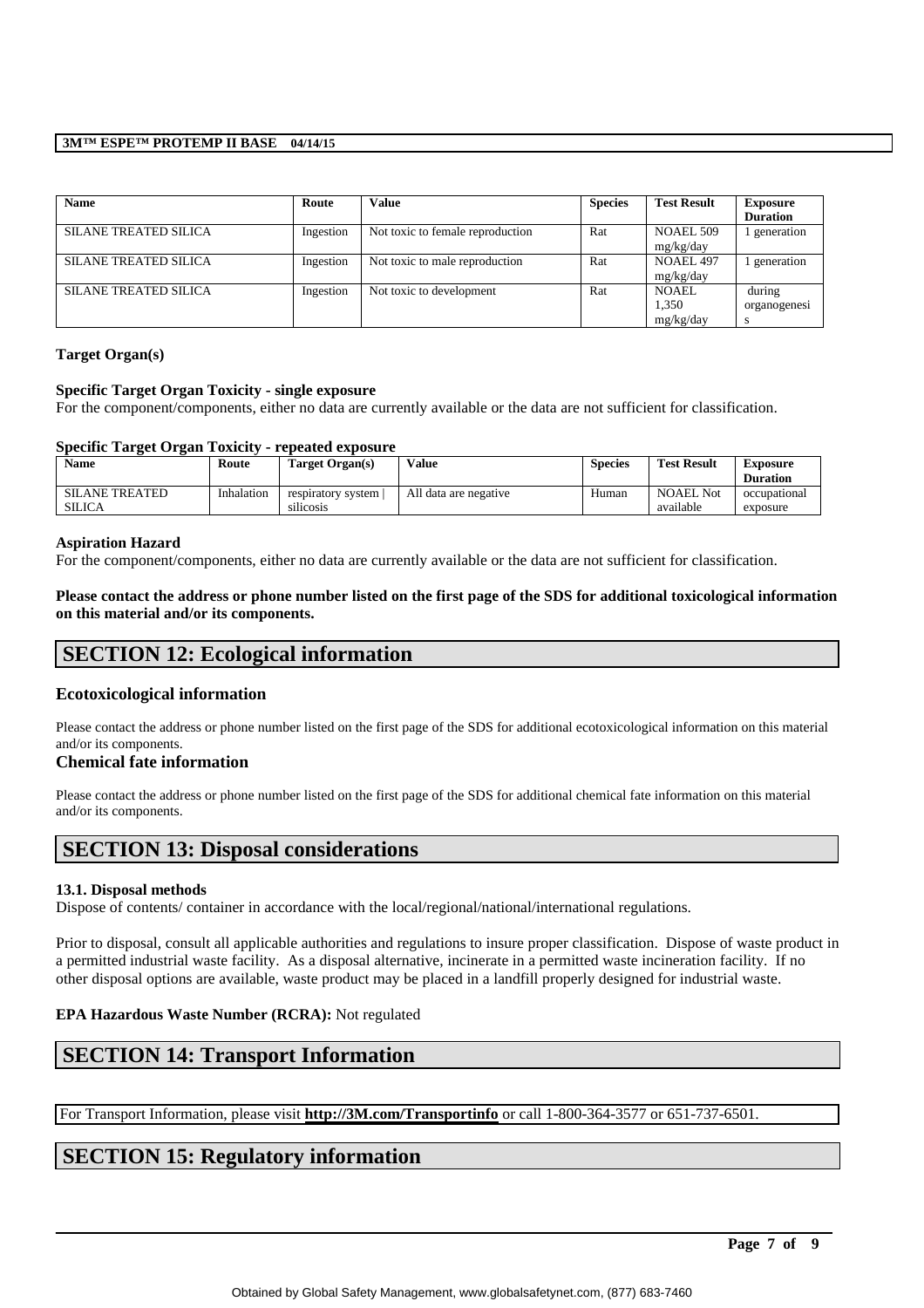| Name | Route | Value | Species | Test Result | Exposure Duration |
|---|---|---|---|---|---|
| SILANE TREATED SILICA | Ingestion | Not toxic to female reproduction | Rat | NOAEL 509 mg/kg/day | 1 generation |
| SILANE TREATED SILICA | Ingestion | Not toxic to male reproduction | Rat | NOAEL 497 mg/kg/day | 1 generation |
| SILANE TREATED SILICA | Ingestion | Not toxic to development | Rat | NOAEL 1,350 mg/kg/day | during organogenesis |

**Target Organ(s)**

**Specific Target Organ Toxicity - single exposure**
For the component/components, either no data are currently available or the data are not sufficient for classification.

**Specific Target Organ Toxicity - repeated exposure**

| Name | Route | Target Organ(s) | Value | Species | Test Result | Exposure Duration |
|---|---|---|---|---|---|---|
| SILANE TREATED SILICA | Inhalation | respiratory system \| silicosis | All data are negative | Human | NOAEL Not available | occupational exposure |

**Aspiration Hazard**
For the component/components, either no data are currently available or the data are not sufficient for classification.

**Please contact the address or phone number listed on the first page of the SDS for additional toxicological information on this material and/or its components.**

## SECTION 12: Ecological information

### Ecotoxicological information

Please contact the address or phone number listed on the first page of the SDS for additional ecotoxicological information on this material and/or its components.

### Chemical fate information

Please contact the address or phone number listed on the first page of the SDS for additional chemical fate information on this material and/or its components.

## SECTION 13: Disposal considerations

**13.1. Disposal methods**
Dispose of contents/ container in accordance with the local/regional/national/international regulations.

Prior to disposal, consult all applicable authorities and regulations to insure proper classification. Dispose of waste product in a permitted industrial waste facility. As a disposal alternative, incinerate in a permitted waste incineration facility. If no other disposal options are available, waste product may be placed in a landfill properly designed for industrial waste.

**EPA Hazardous Waste Number (RCRA):** Not regulated

## SECTION 14: Transport Information

For Transport Information, please visit **http://3M.com/Transportinfo** or call 1-800-364-3577 or 651-737-6501.

## SECTION 15: Regulatory information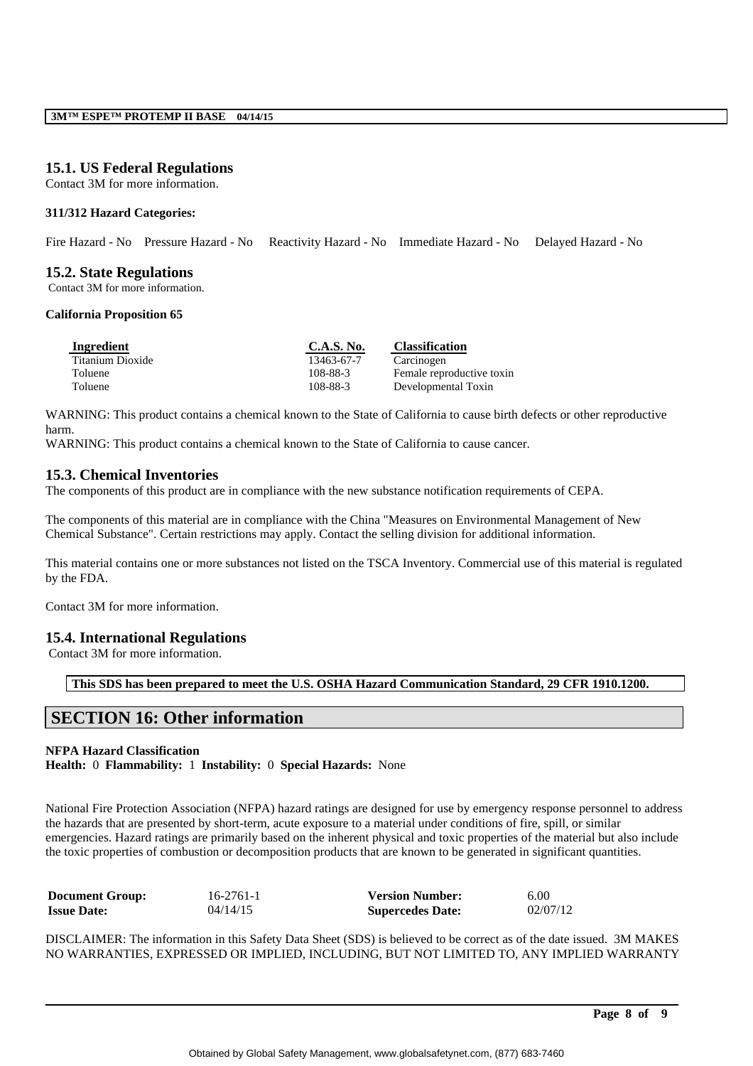### 15.1. US Federal Regulations

Contact 3M for more information.

**311/312 Hazard Categories:**

Fire Hazard - No    Pressure Hazard - No    Reactivity Hazard - No    Immediate Hazard - No    Delayed Hazard - No

### 15.2. State Regulations

Contact 3M for more information.

**California Proposition 65**

| Ingredient | C.A.S. No. | Classification |
| --- | --- | --- |
| Titanium Dioxide | 13463-67-7 | Carcinogen |
| Toluene | 108-88-3 | Female reproductive toxin |
| Toluene | 108-88-3 | Developmental Toxin |

WARNING: This product contains a chemical known to the State of California to cause birth defects or other reproductive harm.
WARNING: This product contains a chemical known to the State of California to cause cancer.

### 15.3. Chemical Inventories

The components of this product are in compliance with the new substance notification requirements of CEPA.

The components of this material are in compliance with the China "Measures on Environmental Management of New Chemical Substance". Certain restrictions may apply. Contact the selling division for additional information.

This material contains one or more substances not listed on the TSCA Inventory. Commercial use of this material is regulated by the FDA.

Contact 3M for more information.

### 15.4. International Regulations

Contact 3M for more information.

**This SDS has been prepared to meet the U.S. OSHA Hazard Communication Standard, 29 CFR 1910.1200.**

## SECTION 16: Other information

**NFPA Hazard Classification**
**Health:** 0 **Flammability:** 1 **Instability:** 0 **Special Hazards:** None

National Fire Protection Association (NFPA) hazard ratings are designed for use by emergency response personnel to address the hazards that are presented by short-term, acute exposure to a material under conditions of fire, spill, or similar emergencies. Hazard ratings are primarily based on the inherent physical and toxic properties of the material but also include the toxic properties of combustion or decomposition products that are known to be generated in significant quantities.

| | | | |
| --- | --- | --- | --- |
| **Document Group:** | 16-2761-1 | **Version Number:** | 6.00 |
| **Issue Date:** | 04/14/15 | **Supercedes Date:** | 02/07/12 |

DISCLAIMER: The information in this Safety Data Sheet (SDS) is believed to be correct as of the date issued. 3M MAKES NO WARRANTIES, EXPRESSED OR IMPLIED, INCLUDING, BUT NOT LIMITED TO, ANY IMPLIED WARRANTY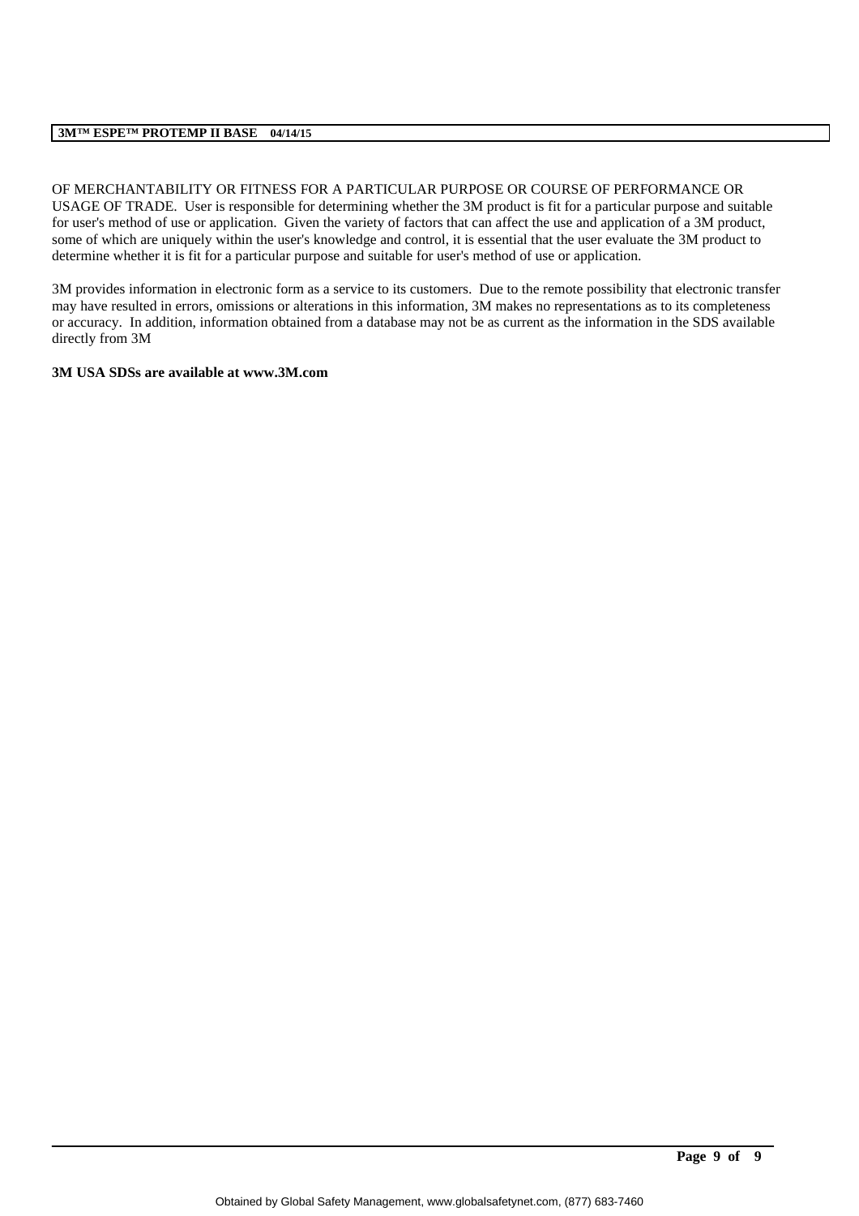OF MERCHANTABILITY OR FITNESS FOR A PARTICULAR PURPOSE OR COURSE OF PERFORMANCE OR USAGE OF TRADE. User is responsible for determining whether the 3M product is fit for a particular purpose and suitable for user's method of use or application. Given the variety of factors that can affect the use and application of a 3M product, some of which are uniquely within the user's knowledge and control, it is essential that the user evaluate the 3M product to determine whether it is fit for a particular purpose and suitable for user's method of use or application.

3M provides information in electronic form as a service to its customers. Due to the remote possibility that electronic transfer may have resulted in errors, omissions or alterations in this information, 3M makes no representations as to its completeness or accuracy. In addition, information obtained from a database may not be as current as the information in the SDS available directly from 3M

**3M USA SDSs are available at www.3M.com**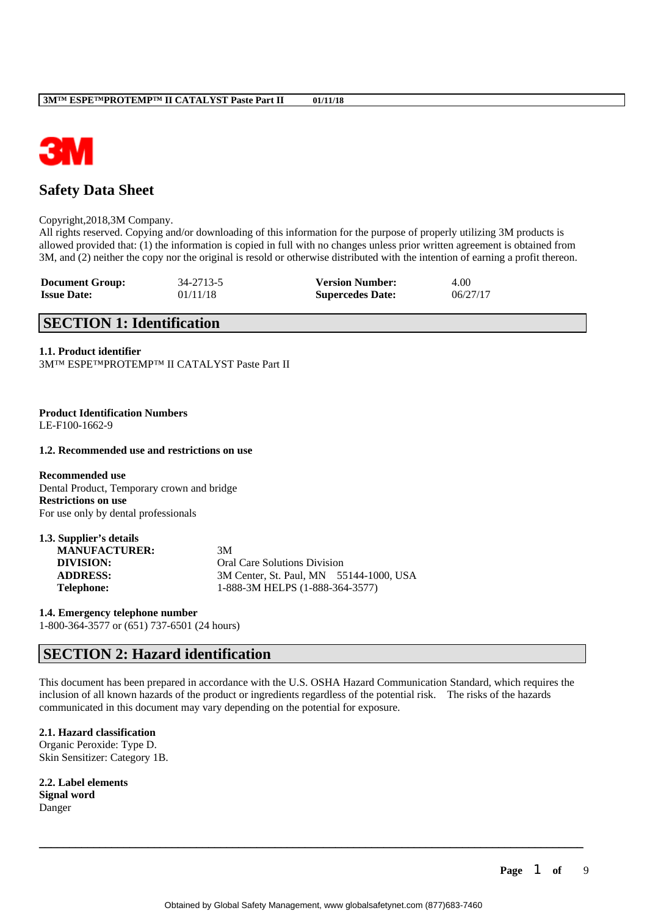# Safety Data Sheet

Copyright,2018,3M Company.
All rights reserved. Copying and/or downloading of this information for the purpose of properly utilizing 3M products is allowed provided that: (1) the information is copied in full with no changes unless prior written agreement is obtained from 3M, and (2) neither the copy nor the original is resold or otherwise distributed with the intention of earning a profit thereon.

| | | | |
|---|---|---|---|
| **Document Group:** | 34-2713-5 | **Version Number:** | 4.00 |
| **Issue Date:** | 01/11/18 | **Supercedes Date:** | 06/27/17 |

## SECTION 1: Identification

**1.1. Product identifier**
3M™ ESPE™PROTEMP™ II CATALYST Paste Part II

**Product Identification Numbers**
LE-F100-1662-9

**1.2. Recommended use and restrictions on use**

**Recommended use**
Dental Product, Temporary crown and bridge
**Restrictions on use**
For use only by dental professionals

**1.3. Supplier's details**

| | |
|---|---|
| **MANUFACTURER:** | 3M |
| **DIVISION:** | Oral Care Solutions Division |
| **ADDRESS:** | 3M Center, St. Paul, MN 55144-1000, USA |
| **Telephone:** | 1-888-3M HELPS (1-888-364-3577) |

**1.4. Emergency telephone number**
1-800-364-3577 or (651) 737-6501 (24 hours)

## SECTION 2: Hazard identification

This document has been prepared in accordance with the U.S. OSHA Hazard Communication Standard, which requires the inclusion of all known hazards of the product or ingredients regardless of the potential risk. The risks of the hazards communicated in this document may vary depending on the potential for exposure.

**2.1. Hazard classification**
Organic Peroxide: Type D.
Skin Sensitizer: Category 1B.

**2.2. Label elements**
**Signal word**
Danger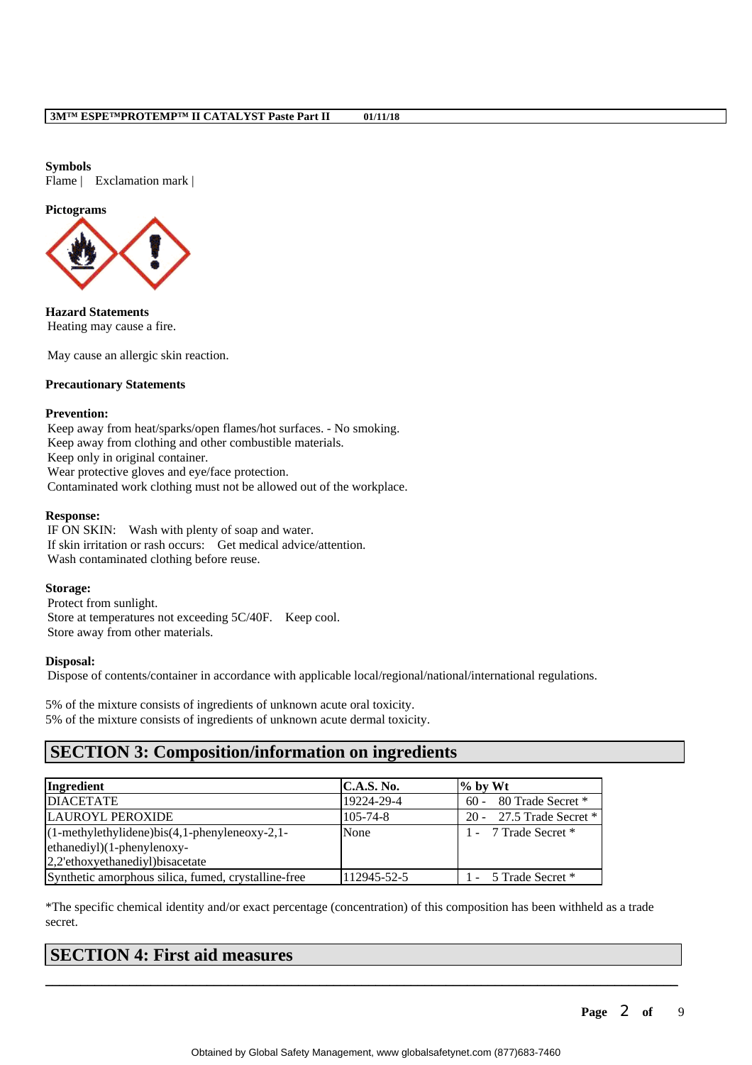**Symbols**
Flame | Exclamation mark |

**Pictograms**

**Hazard Statements**
Heating may cause a fire.

May cause an allergic skin reaction.

**Precautionary Statements**

**Prevention:**
Keep away from heat/sparks/open flames/hot surfaces. - No smoking.
Keep away from clothing and other combustible materials.
Keep only in original container.
Wear protective gloves and eye/face protection.
Contaminated work clothing must not be allowed out of the workplace.

**Response:**
IF ON SKIN: Wash with plenty of soap and water.
If skin irritation or rash occurs: Get medical advice/attention.
Wash contaminated clothing before reuse.

**Storage:**
Protect from sunlight.
Store at temperatures not exceeding 5C/40F. Keep cool.
Store away from other materials.

**Disposal:**
Dispose of contents/container in accordance with applicable local/regional/national/international regulations.

5% of the mixture consists of ingredients of unknown acute oral toxicity.
5% of the mixture consists of ingredients of unknown acute dermal toxicity.

## SECTION 3: Composition/information on ingredients

| Ingredient | C.A.S. No. | % by Wt |
|---|---|---|
| DIACETATE | 19224-29-4 | 60 - 80 Trade Secret * |
| LAUROYL PEROXIDE | 105-74-8 | 20 - 27.5 Trade Secret * |
| (1-methylethylidene)bis(4,1-phenyleneoxy-2,1-ethanediyl)(1-phenylenoxy-2,2'ethoxyethanediyl)bisacetate | None | 1 - 7 Trade Secret * |
| Synthetic amorphous silica, fumed, crystalline-free | 112945-52-5 | 1 - 5 Trade Secret * |

*The specific chemical identity and/or exact percentage (concentration) of this composition has been withheld as a trade secret.

## SECTION 4: First aid measures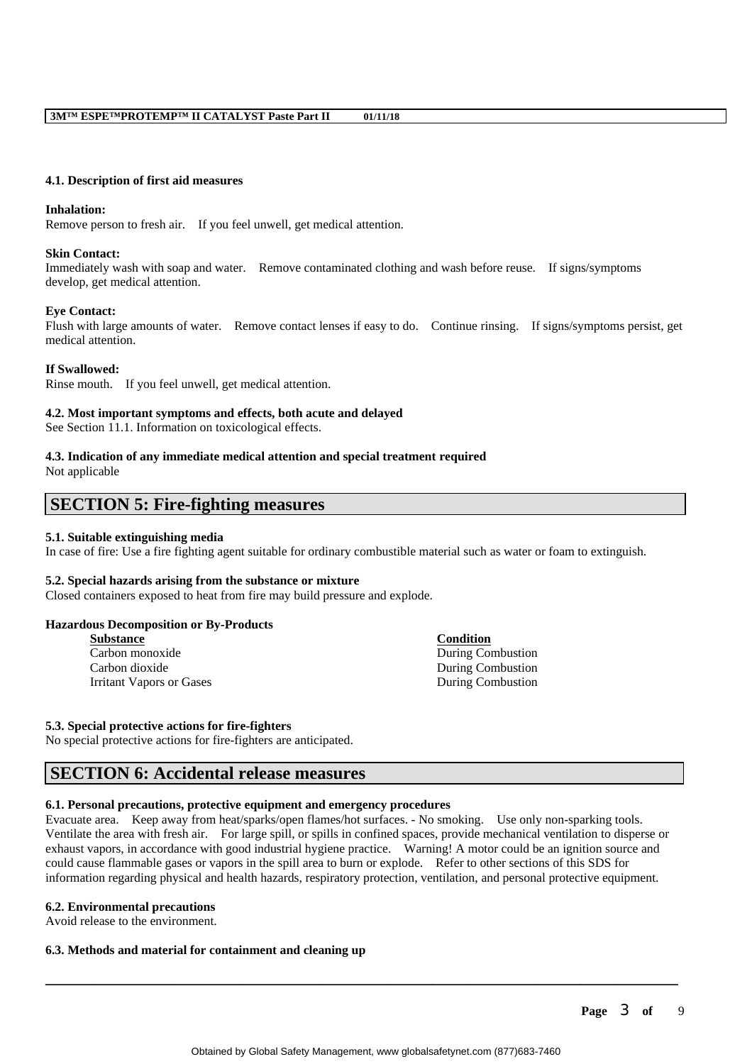#### 4.1. Description of first aid measures

**Inhalation:**
Remove person to fresh air. If you feel unwell, get medical attention.

**Skin Contact:**
Immediately wash with soap and water. Remove contaminated clothing and wash before reuse. If signs/symptoms develop, get medical attention.

**Eye Contact:**
Flush with large amounts of water. Remove contact lenses if easy to do. Continue rinsing. If signs/symptoms persist, get medical attention.

**If Swallowed:**
Rinse mouth. If you feel unwell, get medical attention.

#### 4.2. Most important symptoms and effects, both acute and delayed

See Section 11.1. Information on toxicological effects.

#### 4.3. Indication of any immediate medical attention and special treatment required

Not applicable

## SECTION 5: Fire-fighting measures

#### 5.1. Suitable extinguishing media

In case of fire: Use a fire fighting agent suitable for ordinary combustible material such as water or foam to extinguish.

#### 5.2. Special hazards arising from the substance or mixture

Closed containers exposed to heat from fire may build pressure and explode.

**Hazardous Decomposition or By-Products**

| Substance | Condition |
|---|---|
| Carbon monoxide | During Combustion |
| Carbon dioxide | During Combustion |
| Irritant Vapors or Gases | During Combustion |

#### 5.3. Special protective actions for fire-fighters

No special protective actions for fire-fighters are anticipated.

## SECTION 6: Accidental release measures

#### 6.1. Personal precautions, protective equipment and emergency procedures

Evacuate area. Keep away from heat/sparks/open flames/hot surfaces. - No smoking. Use only non-sparking tools. Ventilate the area with fresh air. For large spill, or spills in confined spaces, provide mechanical ventilation to disperse or exhaust vapors, in accordance with good industrial hygiene practice. Warning! A motor could be an ignition source and could cause flammable gases or vapors in the spill area to burn or explode. Refer to other sections of this SDS for information regarding physical and health hazards, respiratory protection, ventilation, and personal protective equipment.

#### 6.2. Environmental precautions

Avoid release to the environment.

#### 6.3. Methods and material for containment and cleaning up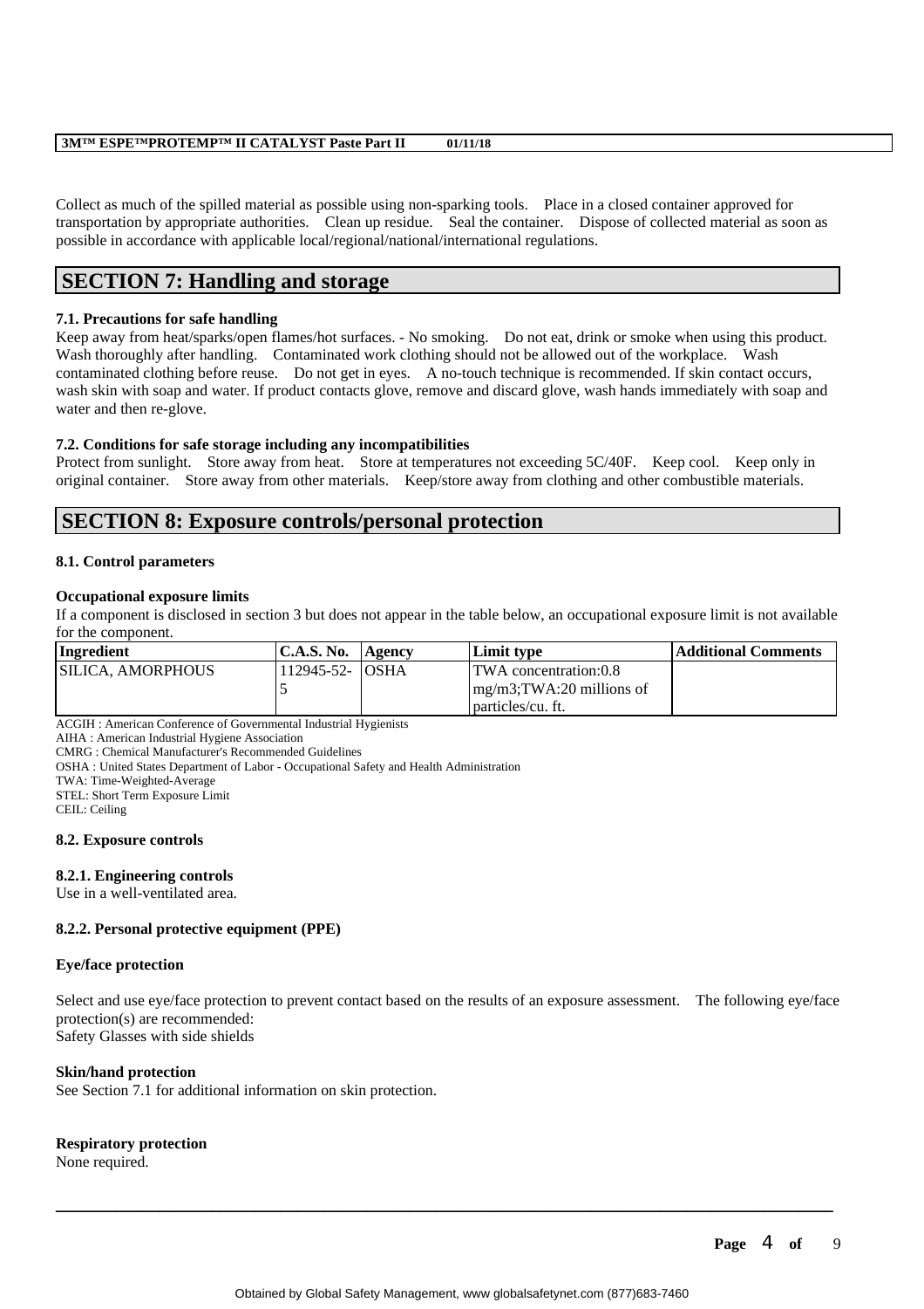Collect as much of the spilled material as possible using non-sparking tools. Place in a closed container approved for transportation by appropriate authorities. Clean up residue. Seal the container. Dispose of collected material as soon as possible in accordance with applicable local/regional/national/international regulations.

## SECTION 7: Handling and storage

### 7.1. Precautions for safe handling

Keep away from heat/sparks/open flames/hot surfaces. - No smoking. Do not eat, drink or smoke when using this product. Wash thoroughly after handling. Contaminated work clothing should not be allowed out of the workplace. Wash contaminated clothing before reuse. Do not get in eyes. A no-touch technique is recommended. If skin contact occurs, wash skin with soap and water. If product contacts glove, remove and discard glove, wash hands immediately with soap and water and then re-glove.

### 7.2. Conditions for safe storage including any incompatibilities

Protect from sunlight. Store away from heat. Store at temperatures not exceeding 5C/40F. Keep cool. Keep only in original container. Store away from other materials. Keep/store away from clothing and other combustible materials.

## SECTION 8: Exposure controls/personal protection

### 8.1. Control parameters

**Occupational exposure limits**

If a component is disclosed in section 3 but does not appear in the table below, an occupational exposure limit is not available for the component.

| Ingredient | C.A.S. No. | Agency | Limit type | Additional Comments |
|---|---|---|---|---|
| SILICA, AMORPHOUS | 112945-52-5 | OSHA | TWA concentration:0.8 mg/m3;TWA:20 millions of particles/cu. ft. | |

ACGIH : American Conference of Governmental Industrial Hygienists
AIHA : American Industrial Hygiene Association
CMRG : Chemical Manufacturer's Recommended Guidelines
OSHA : United States Department of Labor - Occupational Safety and Health Administration
TWA: Time-Weighted-Average
STEL: Short Term Exposure Limit
CEIL: Ceiling

### 8.2. Exposure controls

#### 8.2.1. Engineering controls

Use in a well-ventilated area.

#### 8.2.2. Personal protective equipment (PPE)

**Eye/face protection**

Select and use eye/face protection to prevent contact based on the results of an exposure assessment. The following eye/face protection(s) are recommended:
Safety Glasses with side shields

**Skin/hand protection**

See Section 7.1 for additional information on skin protection.

**Respiratory protection**

None required.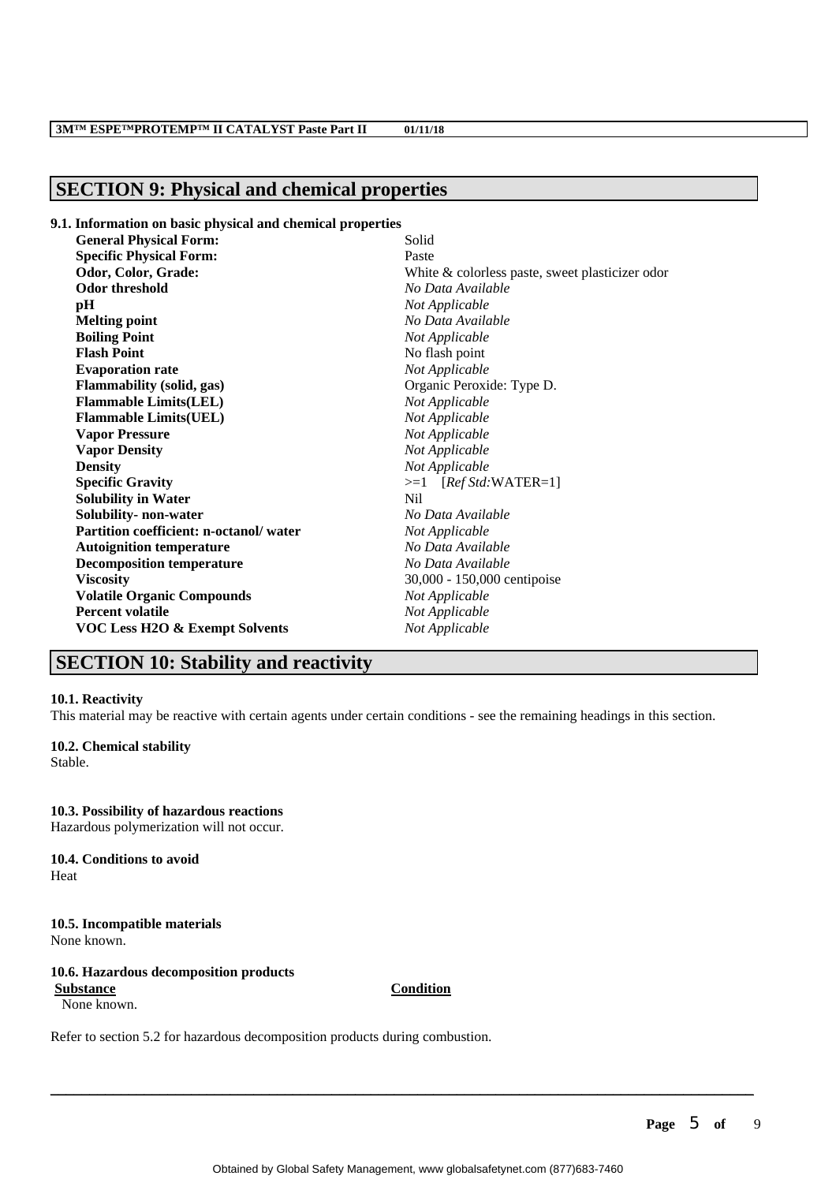## SECTION 9: Physical and chemical properties

### 9.1. Information on basic physical and chemical properties

| | |
|---|---|
| **General Physical Form:** | Solid |
| **Specific Physical Form:** | Paste |
| **Odor, Color, Grade:** | White & colorless paste, sweet plasticizer odor |
| **Odor threshold** | *No Data Available* |
| **pH** | *Not Applicable* |
| **Melting point** | *No Data Available* |
| **Boiling Point** | *Not Applicable* |
| **Flash Point** | No flash point |
| **Evaporation rate** | *Not Applicable* |
| **Flammability (solid, gas)** | Organic Peroxide: Type D. |
| **Flammable Limits(LEL)** | *Not Applicable* |
| **Flammable Limits(UEL)** | *Not Applicable* |
| **Vapor Pressure** | *Not Applicable* |
| **Vapor Density** | *Not Applicable* |
| **Density** | *Not Applicable* |
| **Specific Gravity** | >=1 [*Ref Std:*WATER=1] |
| **Solubility in Water** | Nil |
| **Solubility- non-water** | *No Data Available* |
| **Partition coefficient: n-octanol/ water** | *Not Applicable* |
| **Autoignition temperature** | *No Data Available* |
| **Decomposition temperature** | *No Data Available* |
| **Viscosity** | 30,000 - 150,000 centipoise |
| **Volatile Organic Compounds** | *Not Applicable* |
| **Percent volatile** | *Not Applicable* |
| **VOC Less H2O & Exempt Solvents** | *Not Applicable* |

## SECTION 10: Stability and reactivity

**10.1. Reactivity**
This material may be reactive with certain agents under certain conditions - see the remaining headings in this section.

**10.2. Chemical stability**
Stable.

**10.3. Possibility of hazardous reactions**
Hazardous polymerization will not occur.

**10.4. Conditions to avoid**
Heat

**10.5. Incompatible materials**
None known.

**10.6. Hazardous decomposition products**

| Substance | Condition |
|---|---|
| None known. | |

Refer to section 5.2 for hazardous decomposition products during combustion.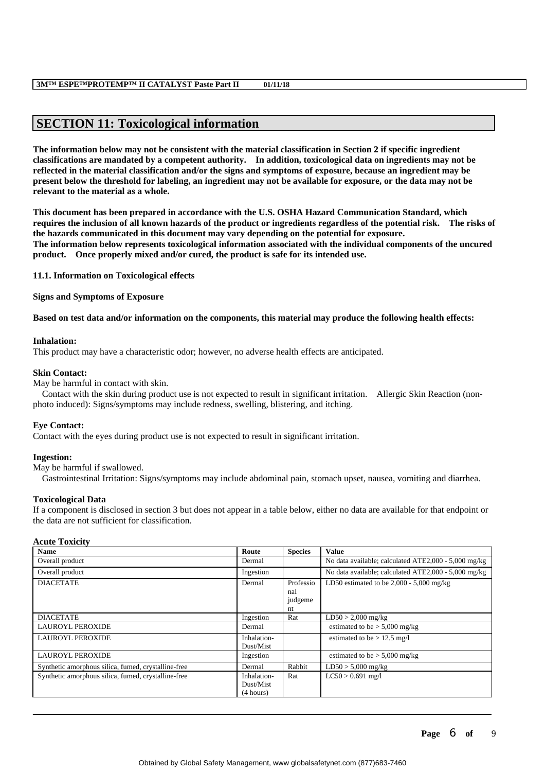## SECTION 11: Toxicological information

**The information below may not be consistent with the material classification in Section 2 if specific ingredient classifications are mandated by a competent authority. In addition, toxicological data on ingredients may not be reflected in the material classification and/or the signs and symptoms of exposure, because an ingredient may be present below the threshold for labeling, an ingredient may not be available for exposure, or the data may not be relevant to the material as a whole.**

**This document has been prepared in accordance with the U.S. OSHA Hazard Communication Standard, which requires the inclusion of all known hazards of the product or ingredients regardless of the potential risk. The risks of the hazards communicated in this document may vary depending on the potential for exposure.**
**The information below represents toxicological information associated with the individual components of the uncured product. Once properly mixed and/or cured, the product is safe for its intended use.**

### 11.1. Information on Toxicological effects

**Signs and Symptoms of Exposure**

**Based on test data and/or information on the components, this material may produce the following health effects:**

**Inhalation:**
This product may have a characteristic odor; however, no adverse health effects are anticipated.

**Skin Contact:**
May be harmful in contact with skin.
Contact with the skin during product use is not expected to result in significant irritation. Allergic Skin Reaction (non-photo induced): Signs/symptoms may include redness, swelling, blistering, and itching.

**Eye Contact:**
Contact with the eyes during product use is not expected to result in significant irritation.

**Ingestion:**
May be harmful if swallowed.
Gastrointestinal Irritation: Signs/symptoms may include abdominal pain, stomach upset, nausea, vomiting and diarrhea.

**Toxicological Data**
If a component is disclosed in section 3 but does not appear in a table below, either no data are available for that endpoint or the data are not sufficient for classification.

**Acute Toxicity**

| Name | Route | Species | Value |
|---|---|---|---|
| Overall product | Dermal | | No data available; calculated ATE2,000 - 5,000 mg/kg |
| Overall product | Ingestion | | No data available; calculated ATE2,000 - 5,000 mg/kg |
| DIACETATE | Dermal | Professional judgement | LD50 estimated to be 2,000 - 5,000 mg/kg |
| DIACETATE | Ingestion | Rat | LD50 > 2,000 mg/kg |
| LAUROYL PEROXIDE | Dermal | | estimated to be > 5,000 mg/kg |
| LAUROYL PEROXIDE | Inhalation-Dust/Mist | | estimated to be > 12.5 mg/l |
| LAUROYL PEROXIDE | Ingestion | | estimated to be > 5,000 mg/kg |
| Synthetic amorphous silica, fumed, crystalline-free | Dermal | Rabbit | LD50 > 5,000 mg/kg |
| Synthetic amorphous silica, fumed, crystalline-free | Inhalation-Dust/Mist (4 hours) | Rat | LC50 > 0.691 mg/l |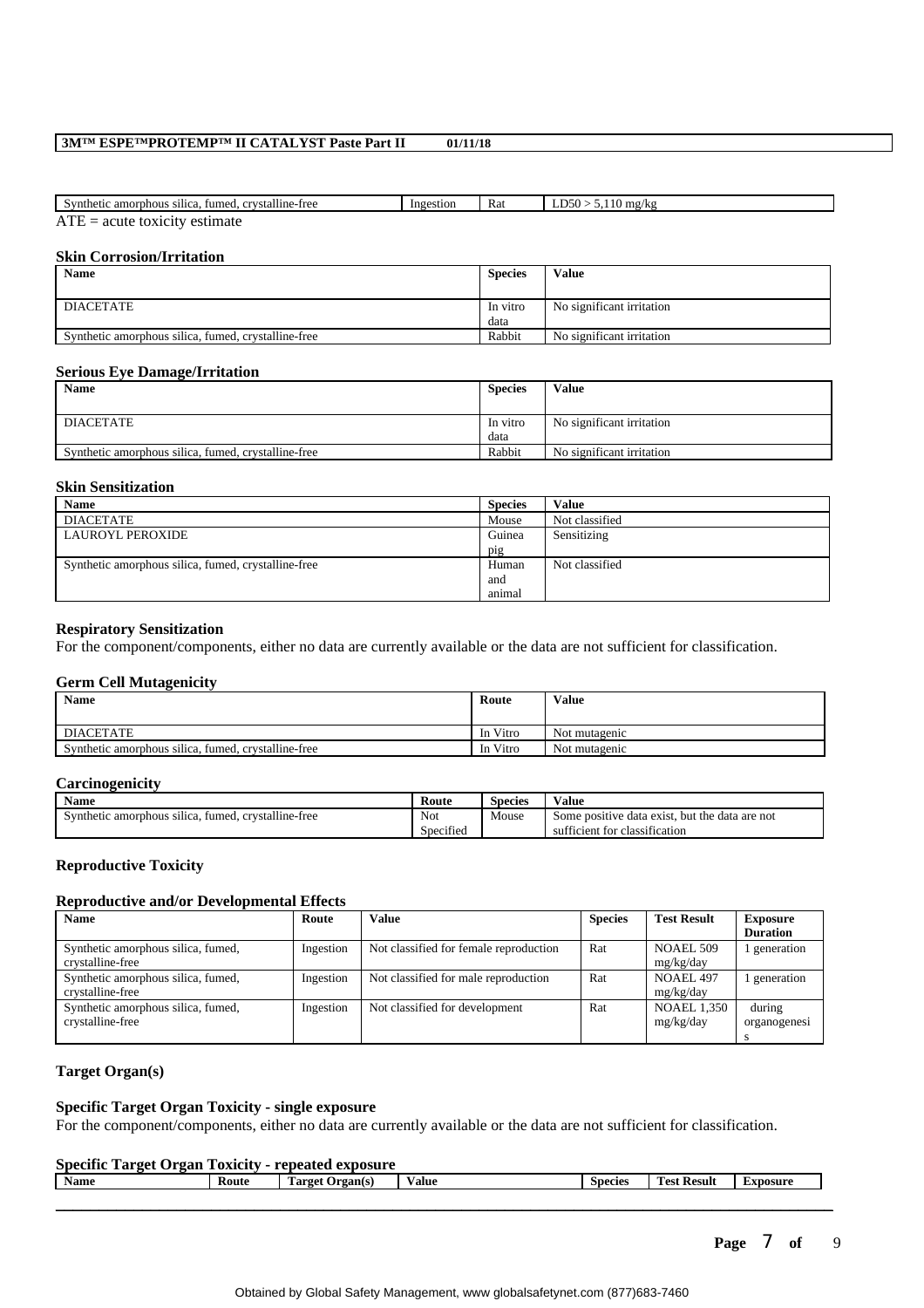| Synthetic amorphous silica, fumed, crystalline-free | Ingestion | Rat | LD50 > 5,110 mg/kg |
|---|---|---|---|

ATE = acute toxicity estimate

### Skin Corrosion/Irritation

| Name | Species | Value |
|---|---|---|
| DIACETATE | In vitro data | No significant irritation |
| Synthetic amorphous silica, fumed, crystalline-free | Rabbit | No significant irritation |

### Serious Eye Damage/Irritation

| Name | Species | Value |
|---|---|---|
| DIACETATE | In vitro data | No significant irritation |
| Synthetic amorphous silica, fumed, crystalline-free | Rabbit | No significant irritation |

### Skin Sensitization

| Name | Species | Value |
|---|---|---|
| DIACETATE | Mouse | Not classified |
| LAUROYL PEROXIDE | Guinea pig | Sensitizing |
| Synthetic amorphous silica, fumed, crystalline-free | Human and animal | Not classified |

### Respiratory Sensitization

For the component/components, either no data are currently available or the data are not sufficient for classification.

### Germ Cell Mutagenicity

| Name | Route | Value |
|---|---|---|
| DIACETATE | In Vitro | Not mutagenic |
| Synthetic amorphous silica, fumed, crystalline-free | In Vitro | Not mutagenic |

### Carcinogenicity

| Name | Route | Species | Value |
|---|---|---|---|
| Synthetic amorphous silica, fumed, crystalline-free | Not Specified | Mouse | Some positive data exist, but the data are not sufficient for classification |

### Reproductive Toxicity

#### Reproductive and/or Developmental Effects

| Name | Route | Value | Species | Test Result | Exposure Duration |
|---|---|---|---|---|---|
| Synthetic amorphous silica, fumed, crystalline-free | Ingestion | Not classified for female reproduction | Rat | NOAEL 509 mg/kg/day | 1 generation |
| Synthetic amorphous silica, fumed, crystalline-free | Ingestion | Not classified for male reproduction | Rat | NOAEL 497 mg/kg/day | 1 generation |
| Synthetic amorphous silica, fumed, crystalline-free | Ingestion | Not classified for development | Rat | NOAEL 1,350 mg/kg/day | during organogenesis |

### Target Organ(s)

#### Specific Target Organ Toxicity - single exposure

For the component/components, either no data are currently available or the data are not sufficient for classification.

#### Specific Target Organ Toxicity - repeated exposure

| Name | Route | Target Organ(s) | Value | Species | Test Result | Exposure |
|---|---|---|---|---|---|---|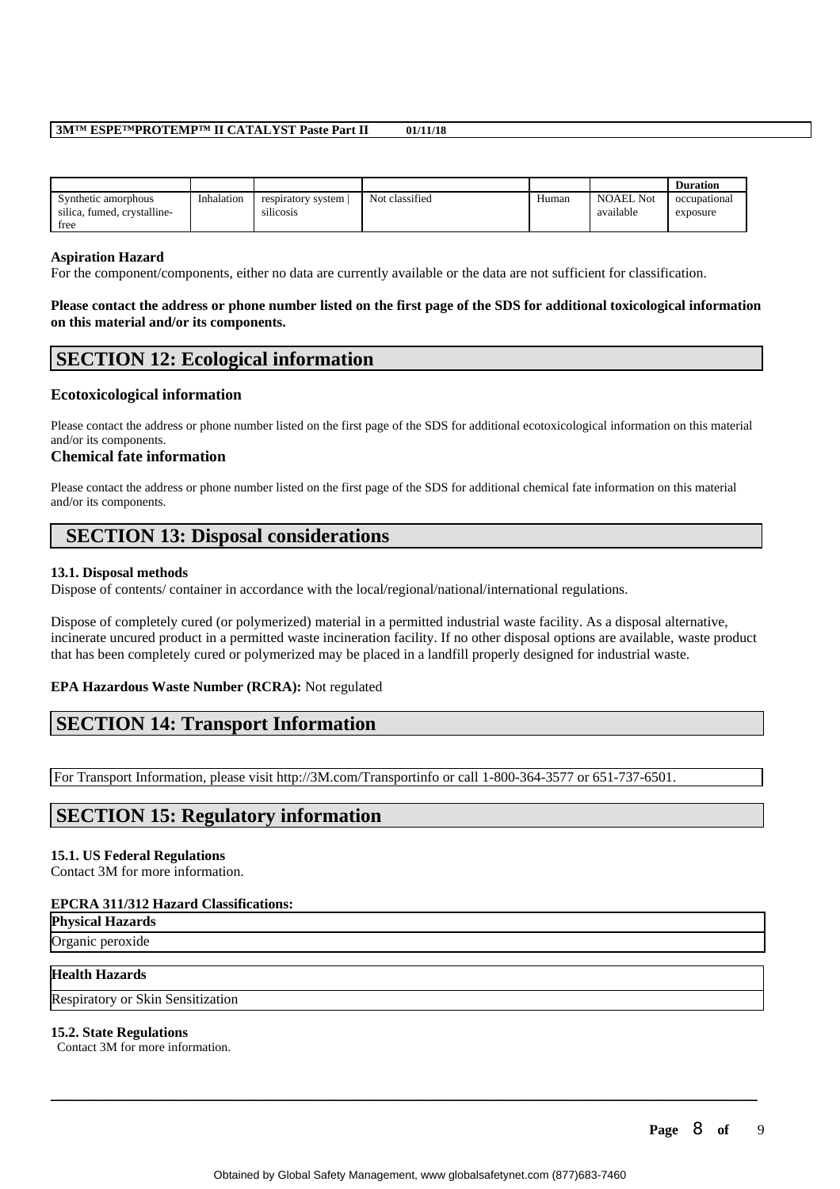| | | | | | | Duration |
|---|---|---|---|---|---|---|
| Synthetic amorphous silica, fumed, crystalline-free | Inhalation | respiratory system \| silicosis | Not classified | Human | NOAEL Not available | occupational exposure |

**Aspiration Hazard**
For the component/components, either no data are currently available or the data are not sufficient for classification.

**Please contact the address or phone number listed on the first page of the SDS for additional toxicological information on this material and/or its components.**

## SECTION 12: Ecological information

### Ecotoxicological information

Please contact the address or phone number listed on the first page of the SDS for additional ecotoxicological information on this material and/or its components.

### Chemical fate information

Please contact the address or phone number listed on the first page of the SDS for additional chemical fate information on this material and/or its components.

## SECTION 13: Disposal considerations

**13.1. Disposal methods**
Dispose of contents/ container in accordance with the local/regional/national/international regulations.

Dispose of completely cured (or polymerized) material in a permitted industrial waste facility. As a disposal alternative, incinerate uncured product in a permitted waste incineration facility. If no other disposal options are available, waste product that has been completely cured or polymerized may be placed in a landfill properly designed for industrial waste.

**EPA Hazardous Waste Number (RCRA):** Not regulated

## SECTION 14: Transport Information

For Transport Information, please visit http://3M.com/Transportinfo or call 1-800-364-3577 or 651-737-6501.

## SECTION 15: Regulatory information

**15.1. US Federal Regulations**
Contact 3M for more information.

**EPCRA 311/312 Hazard Classifications:**

| Physical Hazards |
|---|
| Organic peroxide |

| Health Hazards |
|---|
| Respiratory or Skin Sensitization |

**15.2. State Regulations**
Contact 3M for more information.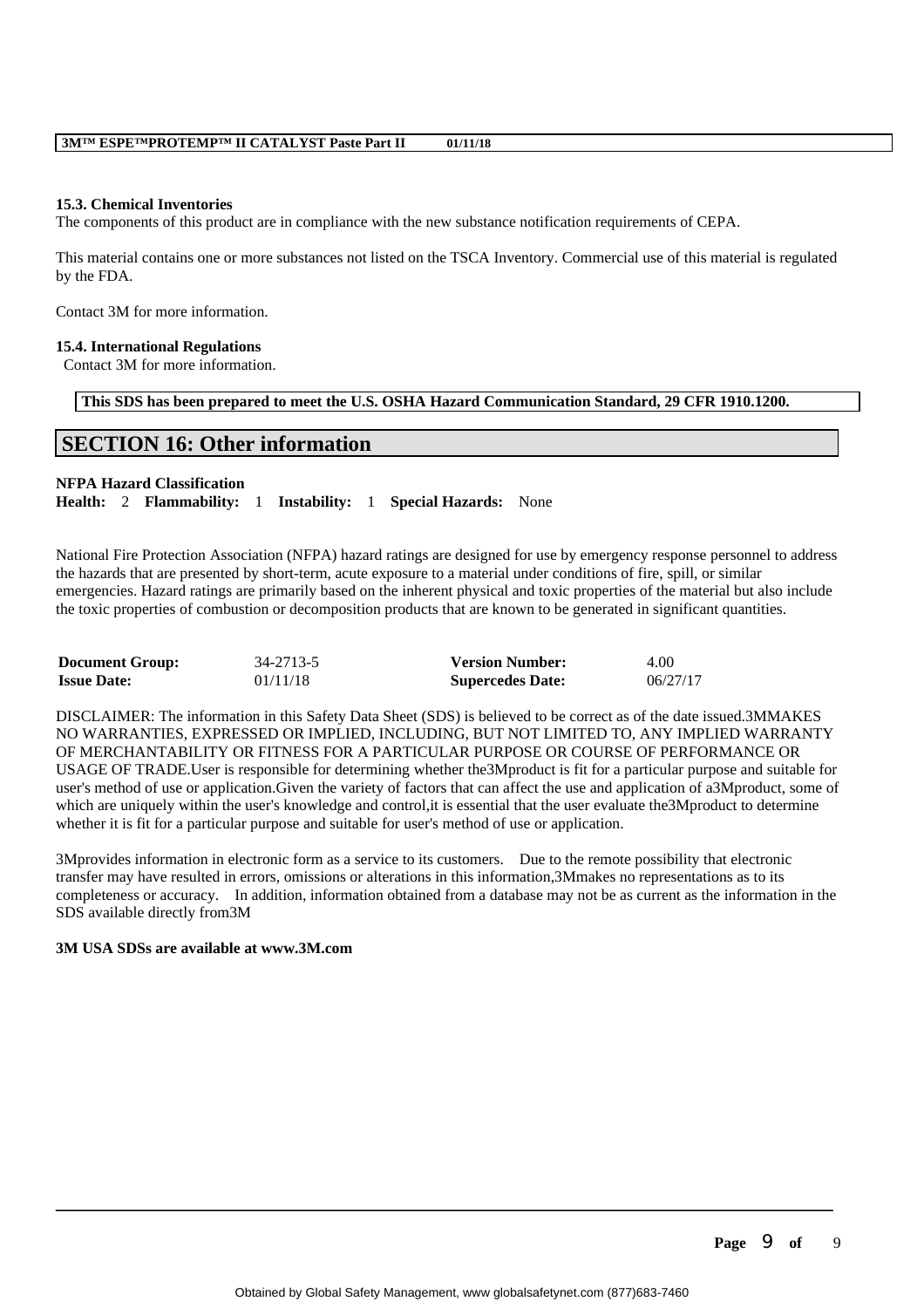### 15.3. Chemical Inventories

The components of this product are in compliance with the new substance notification requirements of CEPA.

This material contains one or more substances not listed on the TSCA Inventory. Commercial use of this material is regulated by the FDA.

Contact 3M for more information.

### 15.4. International Regulations

Contact 3M for more information.

**This SDS has been prepared to meet the U.S. OSHA Hazard Communication Standard, 29 CFR 1910.1200.**

## SECTION 16: Other information

**NFPA Hazard Classification**

**Health:** 2 **Flammability:** 1 **Instability:** 1 **Special Hazards:** None

National Fire Protection Association (NFPA) hazard ratings are designed for use by emergency response personnel to address the hazards that are presented by short-term, acute exposure to a material under conditions of fire, spill, or similar emergencies. Hazard ratings are primarily based on the inherent physical and toxic properties of the material but also include the toxic properties of combustion or decomposition products that are known to be generated in significant quantities.

| **Document Group:** | 34-2713-5 | **Version Number:** | 4.00 |
|---|---|---|---|
| **Issue Date:** | 01/11/18 | **Supercedes Date:** | 06/27/17 |

DISCLAIMER: The information in this Safety Data Sheet (SDS) is believed to be correct as of the date issued.3MMAKES NO WARRANTIES, EXPRESSED OR IMPLIED, INCLUDING, BUT NOT LIMITED TO, ANY IMPLIED WARRANTY OF MERCHANTABILITY OR FITNESS FOR A PARTICULAR PURPOSE OR COURSE OF PERFORMANCE OR USAGE OF TRADE.User is responsible for determining whether the3Mproduct is fit for a particular purpose and suitable for user's method of use or application.Given the variety of factors that can affect the use and application of a3Mproduct, some of which are uniquely within the user's knowledge and control,it is essential that the user evaluate the3Mproduct to determine whether it is fit for a particular purpose and suitable for user's method of use or application.

3Mprovides information in electronic form as a service to its customers. Due to the remote possibility that electronic transfer may have resulted in errors, omissions or alterations in this information,3Mmakes no representations as to its completeness or accuracy. In addition, information obtained from a database may not be as current as the information in the SDS available directly from3M

**3M USA SDSs are available at www.3M.com**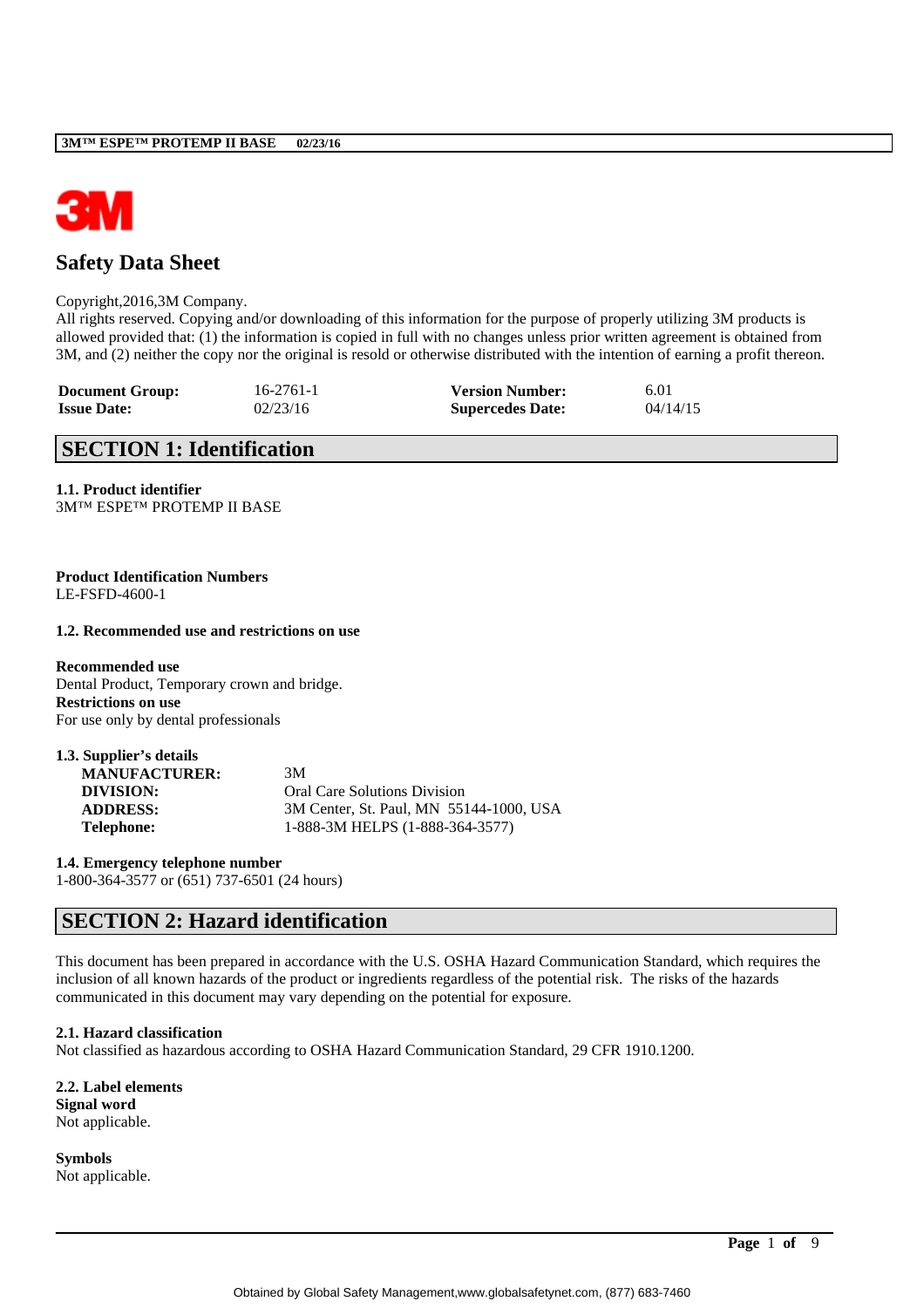# Safety Data Sheet

Copyright,2016,3M Company.
All rights reserved. Copying and/or downloading of this information for the purpose of properly utilizing 3M products is allowed provided that: (1) the information is copied in full with no changes unless prior written agreement is obtained from 3M, and (2) neither the copy nor the original is resold or otherwise distributed with the intention of earning a profit thereon.

| | | | |
|---|---|---|---|
| **Document Group:** | 16-2761-1 | **Version Number:** | 6.01 |
| **Issue Date:** | 02/23/16 | **Supercedes Date:** | 04/14/15 |

## SECTION 1: Identification

**1.1. Product identifier**
3M™ ESPE™ PROTEMP II BASE

**Product Identification Numbers**
LE-FSFD-4600-1

**1.2. Recommended use and restrictions on use**

**Recommended use**
Dental Product, Temporary crown and bridge.
**Restrictions on use**
For use only by dental professionals

**1.3. Supplier's details**

| | |
|---|---|
| **MANUFACTURER:** | 3M |
| **DIVISION:** | Oral Care Solutions Division |
| **ADDRESS:** | 3M Center, St. Paul, MN 55144-1000, USA |
| **Telephone:** | 1-888-3M HELPS (1-888-364-3577) |

**1.4. Emergency telephone number**
1-800-364-3577 or (651) 737-6501 (24 hours)

## SECTION 2: Hazard identification

This document has been prepared in accordance with the U.S. OSHA Hazard Communication Standard, which requires the inclusion of all known hazards of the product or ingredients regardless of the potential risk. The risks of the hazards communicated in this document may vary depending on the potential for exposure.

**2.1. Hazard classification**
Not classified as hazardous according to OSHA Hazard Communication Standard, 29 CFR 1910.1200.

**2.2. Label elements**
**Signal word**
Not applicable.

**Symbols**
Not applicable.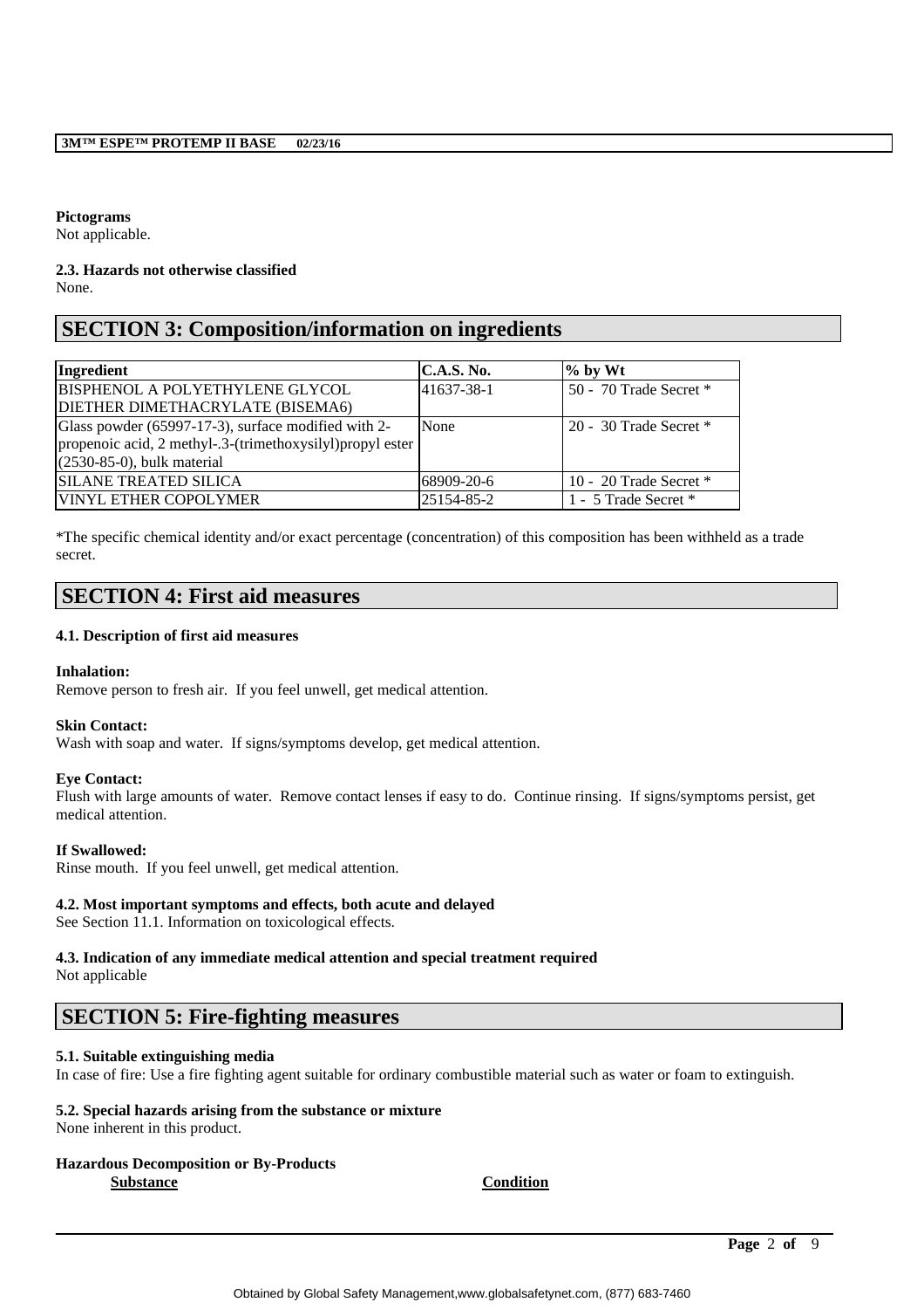**Pictograms**
Not applicable.

**2.3. Hazards not otherwise classified**
None.

## SECTION 3: Composition/information on ingredients

| Ingredient | C.A.S. No. | % by Wt |
|---|---|---|
| BISPHENOL A POLYETHYLENE GLYCOL DIETHER DIMETHACRYLATE (BISEMA6) | 41637-38-1 | 50 - 70 Trade Secret * |
| Glass powder (65997-17-3), surface modified with 2-propenoic acid, 2 methyl-.3-(trimethoxysilyl)propyl ester (2530-85-0), bulk material | None | 20 - 30 Trade Secret * |
| SILANE TREATED SILICA | 68909-20-6 | 10 - 20 Trade Secret * |
| VINYL ETHER COPOLYMER | 25154-85-2 | 1 - 5 Trade Secret * |

*The specific chemical identity and/or exact percentage (concentration) of this composition has been withheld as a trade secret.

## SECTION 4: First aid measures

**4.1. Description of first aid measures**

**Inhalation:**
Remove person to fresh air. If you feel unwell, get medical attention.

**Skin Contact:**
Wash with soap and water. If signs/symptoms develop, get medical attention.

**Eye Contact:**
Flush with large amounts of water. Remove contact lenses if easy to do. Continue rinsing. If signs/symptoms persist, get medical attention.

**If Swallowed:**
Rinse mouth. If you feel unwell, get medical attention.

**4.2. Most important symptoms and effects, both acute and delayed**
See Section 11.1. Information on toxicological effects.

**4.3. Indication of any immediate medical attention and special treatment required**
Not applicable

## SECTION 5: Fire-fighting measures

**5.1. Suitable extinguishing media**
In case of fire: Use a fire fighting agent suitable for ordinary combustible material such as water or foam to extinguish.

**5.2. Special hazards arising from the substance or mixture**
None inherent in this product.

**Hazardous Decomposition or By-Products**

| Substance | Condition |
|---|---|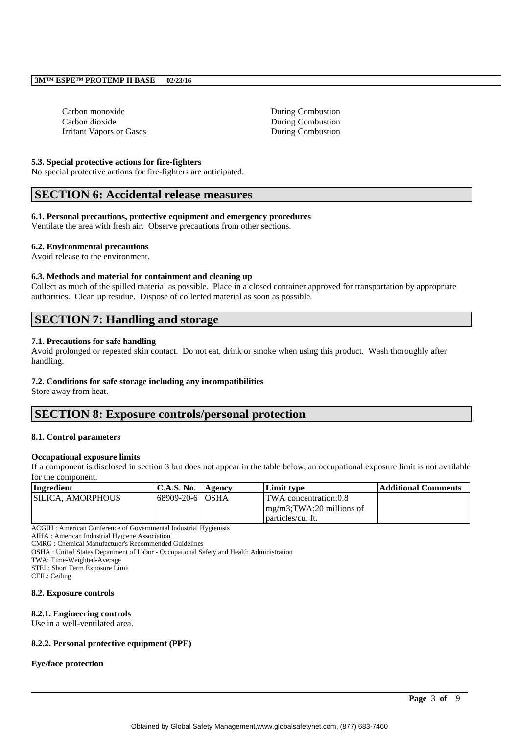| | |
|---|---|
| Carbon monoxide | During Combustion |
| Carbon dioxide | During Combustion |
| Irritant Vapors or Gases | During Combustion |

**5.3. Special protective actions for fire-fighters**

No special protective actions for fire-fighters are anticipated.

## SECTION 6: Accidental release measures

**6.1. Personal precautions, protective equipment and emergency procedures**

Ventilate the area with fresh air. Observe precautions from other sections.

**6.2. Environmental precautions**

Avoid release to the environment.

**6.3. Methods and material for containment and cleaning up**

Collect as much of the spilled material as possible. Place in a closed container approved for transportation by appropriate authorities. Clean up residue. Dispose of collected material as soon as possible.

## SECTION 7: Handling and storage

**7.1. Precautions for safe handling**

Avoid prolonged or repeated skin contact. Do not eat, drink or smoke when using this product. Wash thoroughly after handling.

**7.2. Conditions for safe storage including any incompatibilities**

Store away from heat.

## SECTION 8: Exposure controls/personal protection

**8.1. Control parameters**

**Occupational exposure limits**

If a component is disclosed in section 3 but does not appear in the table below, an occupational exposure limit is not available for the component.

| Ingredient | C.A.S. No. | Agency | Limit type | Additional Comments |
|---|---|---|---|---|
| SILICA, AMORPHOUS | 68909-20-6 | OSHA | TWA concentration:0.8 mg/m3;TWA:20 millions of particles/cu. ft. | |

ACGIH : American Conference of Governmental Industrial Hygienists
AIHA : American Industrial Hygiene Association
CMRG : Chemical Manufacturer's Recommended Guidelines
OSHA : United States Department of Labor - Occupational Safety and Health Administration
TWA: Time-Weighted-Average
STEL: Short Term Exposure Limit
CEIL: Ceiling

**8.2. Exposure controls**

**8.2.1. Engineering controls**

Use in a well-ventilated area.

**8.2.2. Personal protective equipment (PPE)**

**Eye/face protection**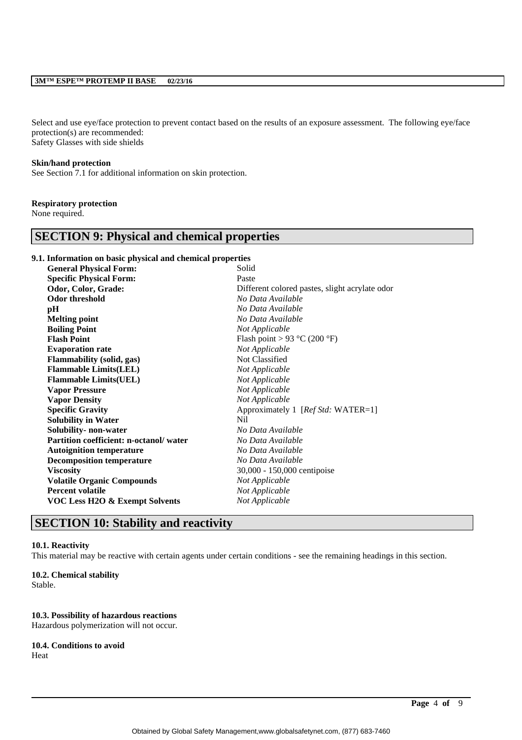Select and use eye/face protection to prevent contact based on the results of an exposure assessment. The following eye/face protection(s) are recommended:
Safety Glasses with side shields

**Skin/hand protection**
See Section 7.1 for additional information on skin protection.

**Respiratory protection**
None required.

## SECTION 9: Physical and chemical properties

**9.1. Information on basic physical and chemical properties**

| | |
|---|---|
| **General Physical Form:** | Solid |
| **Specific Physical Form:** | Paste |
| **Odor, Color, Grade:** | Different colored pastes, slight acrylate odor |
| **Odor threshold** | *No Data Available* |
| **pH** | *No Data Available* |
| **Melting point** | *No Data Available* |
| **Boiling Point** | *Not Applicable* |
| **Flash Point** | Flash point > 93 °C (200 °F) |
| **Evaporation rate** | *Not Applicable* |
| **Flammability (solid, gas)** | Not Classified |
| **Flammable Limits(LEL)** | *Not Applicable* |
| **Flammable Limits(UEL)** | *Not Applicable* |
| **Vapor Pressure** | *Not Applicable* |
| **Vapor Density** | *Not Applicable* |
| **Specific Gravity** | Approximately 1 [*Ref Std:* WATER=1] |
| **Solubility in Water** | Nil |
| **Solubility- non-water** | *No Data Available* |
| **Partition coefficient: n-octanol/ water** | *No Data Available* |
| **Autoignition temperature** | *No Data Available* |
| **Decomposition temperature** | *No Data Available* |
| **Viscosity** | 30,000 - 150,000 centipoise |
| **Volatile Organic Compounds** | *Not Applicable* |
| **Percent volatile** | *Not Applicable* |
| **VOC Less H2O & Exempt Solvents** | *Not Applicable* |

## SECTION 10: Stability and reactivity

**10.1. Reactivity**
This material may be reactive with certain agents under certain conditions - see the remaining headings in this section.

**10.2. Chemical stability**
Stable.

**10.3. Possibility of hazardous reactions**
Hazardous polymerization will not occur.

**10.4. Conditions to avoid**
Heat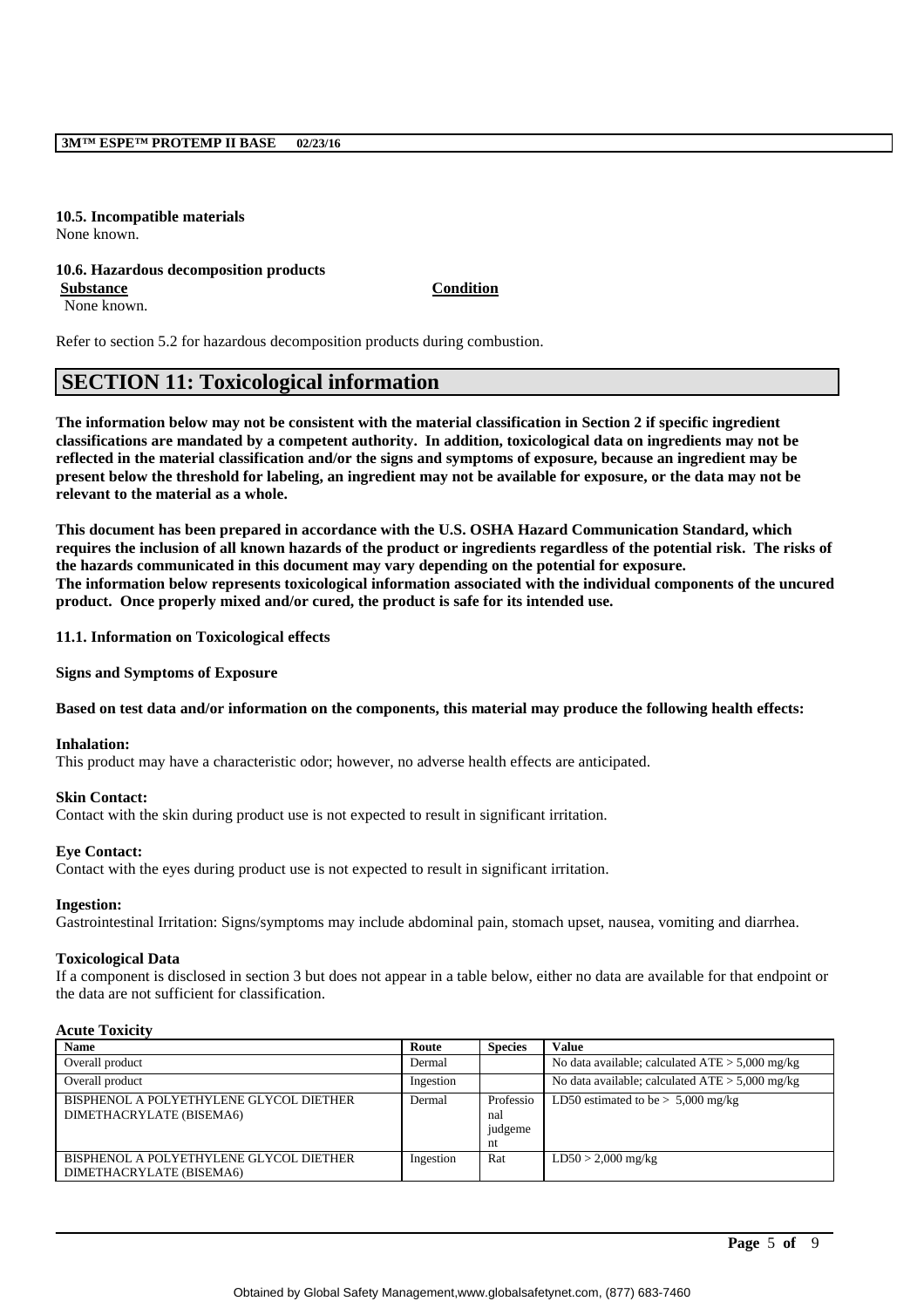**10.5. Incompatible materials**
None known.

**10.6. Hazardous decomposition products**

| **Substance** | **Condition** |
|---|---|
| None known. | |

Refer to section 5.2 for hazardous decomposition products during combustion.

## SECTION 11: Toxicological information

**The information below may not be consistent with the material classification in Section 2 if specific ingredient classifications are mandated by a competent authority. In addition, toxicological data on ingredients may not be reflected in the material classification and/or the signs and symptoms of exposure, because an ingredient may be present below the threshold for labeling, an ingredient may not be available for exposure, or the data may not be relevant to the material as a whole.**

**This document has been prepared in accordance with the U.S. OSHA Hazard Communication Standard, which requires the inclusion of all known hazards of the product or ingredients regardless of the potential risk. The risks of the hazards communicated in this document may vary depending on the potential for exposure.**
**The information below represents toxicological information associated with the individual components of the uncured product. Once properly mixed and/or cured, the product is safe for its intended use.**

**11.1. Information on Toxicological effects**

**Signs and Symptoms of Exposure**

**Based on test data and/or information on the components, this material may produce the following health effects:**

**Inhalation:**
This product may have a characteristic odor; however, no adverse health effects are anticipated.

**Skin Contact:**
Contact with the skin during product use is not expected to result in significant irritation.

**Eye Contact:**
Contact with the eyes during product use is not expected to result in significant irritation.

**Ingestion:**
Gastrointestinal Irritation: Signs/symptoms may include abdominal pain, stomach upset, nausea, vomiting and diarrhea.

**Toxicological Data**
If a component is disclosed in section 3 but does not appear in a table below, either no data are available for that endpoint or the data are not sufficient for classification.

**Acute Toxicity**

| Name | Route | Species | Value |
|---|---|---|---|
| Overall product | Dermal | | No data available; calculated ATE > 5,000 mg/kg |
| Overall product | Ingestion | | No data available; calculated ATE > 5,000 mg/kg |
| BISPHENOL A POLYETHYLENE GLYCOL DIETHER DIMETHACRYLATE (BISEMA6) | Dermal | Professional judgement | LD50 estimated to be > 5,000 mg/kg |
| BISPHENOL A POLYETHYLENE GLYCOL DIETHER DIMETHACRYLATE (BISEMA6) | Ingestion | Rat | LD50 > 2,000 mg/kg |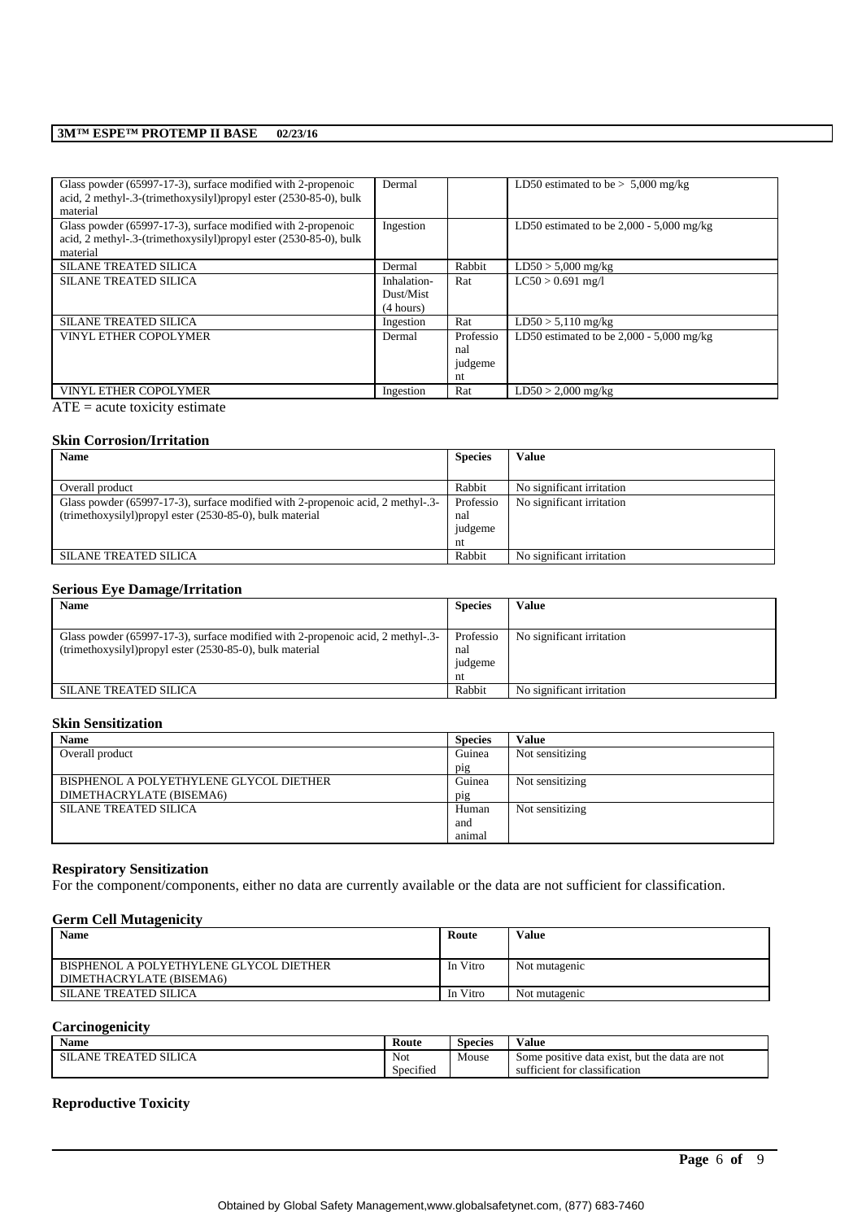| | | | |
|---|---|---|---|
| Glass powder (65997-17-3), surface modified with 2-propenoic acid, 2 methyl-.3-(trimethoxysilyl)propyl ester (2530-85-0), bulk material | Dermal | | LD50 estimated to be > 5,000 mg/kg |
| Glass powder (65997-17-3), surface modified with 2-propenoic acid, 2 methyl-.3-(trimethoxysilyl)propyl ester (2530-85-0), bulk material | Ingestion | | LD50 estimated to be 2,000 - 5,000 mg/kg |
| SILANE TREATED SILICA | Dermal | Rabbit | LD50 > 5,000 mg/kg |
| SILANE TREATED SILICA | Inhalation-Dust/Mist (4 hours) | Rat | LC50 > 0.691 mg/l |
| SILANE TREATED SILICA | Ingestion | Rat | LD50 > 5,110 mg/kg |
| VINYL ETHER COPOLYMER | Dermal | Professional judgement | LD50 estimated to be 2,000 - 5,000 mg/kg |
| VINYL ETHER COPOLYMER | Ingestion | Rat | LD50 > 2,000 mg/kg |

ATE = acute toxicity estimate

**Skin Corrosion/Irritation**

| Name | Species | Value |
|---|---|---|
| Overall product | Rabbit | No significant irritation |
| Glass powder (65997-17-3), surface modified with 2-propenoic acid, 2 methyl-.3-(trimethoxysilyl)propyl ester (2530-85-0), bulk material | Professional judgement | No significant irritation |
| SILANE TREATED SILICA | Rabbit | No significant irritation |

**Serious Eye Damage/Irritation**

| Name | Species | Value |
|---|---|---|
| Glass powder (65997-17-3), surface modified with 2-propenoic acid, 2 methyl-.3-(trimethoxysilyl)propyl ester (2530-85-0), bulk material | Professional judgement | No significant irritation |
| SILANE TREATED SILICA | Rabbit | No significant irritation |

**Skin Sensitization**

| Name | Species | Value |
|---|---|---|
| Overall product | Guinea pig | Not sensitizing |
| BISPHENOL A POLYETHYLENE GLYCOL DIETHER DIMETHACRYLATE (BISEMA6) | Guinea pig | Not sensitizing |
| SILANE TREATED SILICA | Human and animal | Not sensitizing |

**Respiratory Sensitization**

For the component/components, either no data are currently available or the data are not sufficient for classification.

**Germ Cell Mutagenicity**

| Name | Route | Value |
|---|---|---|
| BISPHENOL A POLYETHYLENE GLYCOL DIETHER DIMETHACRYLATE (BISEMA6) | In Vitro | Not mutagenic |
| SILANE TREATED SILICA | In Vitro | Not mutagenic |

**Carcinogenicity**

| Name | Route | Species | Value |
|---|---|---|---|
| SILANE TREATED SILICA | Not Specified | Mouse | Some positive data exist, but the data are not sufficient for classification |

**Reproductive Toxicity**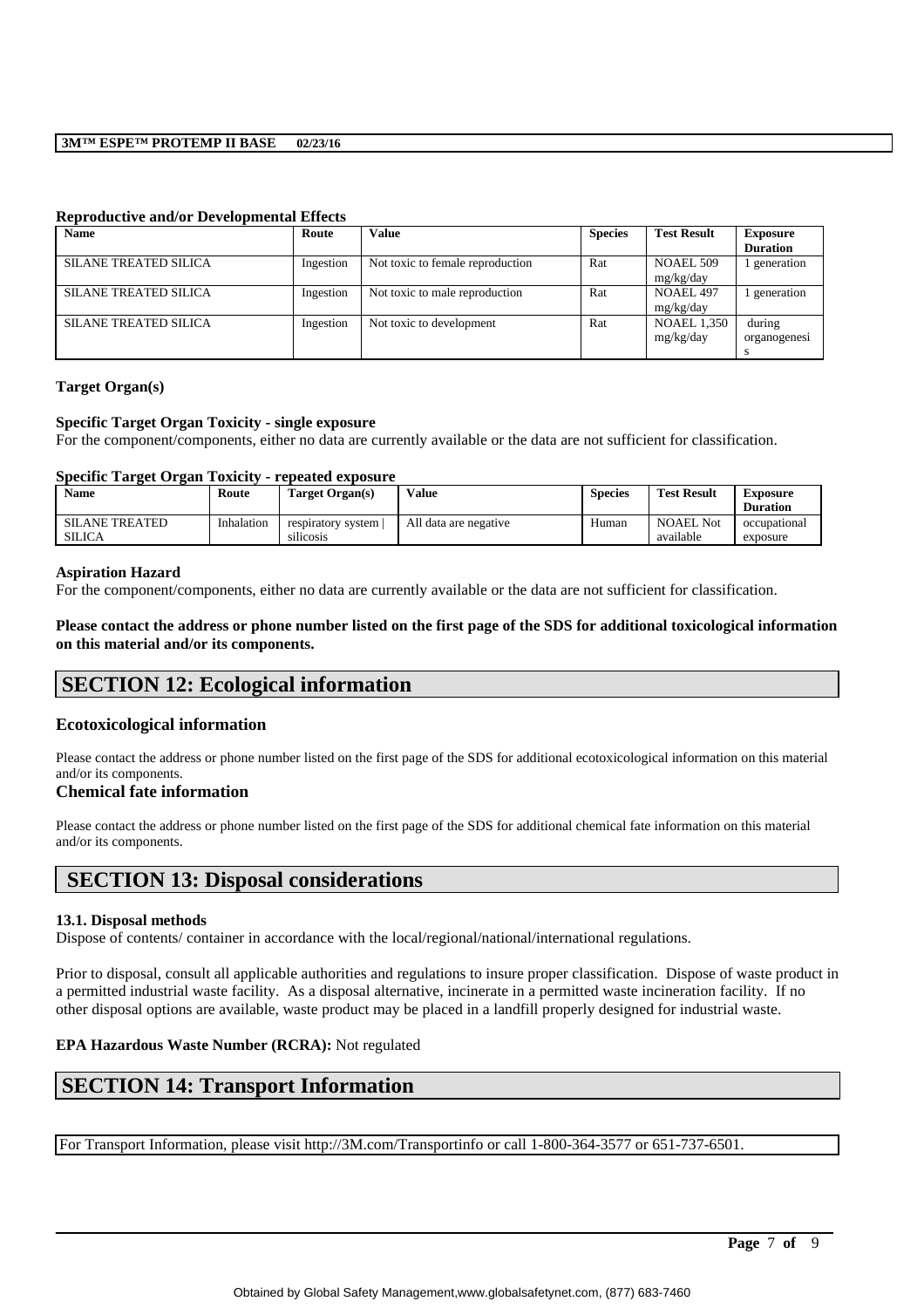#### Reproductive and/or Developmental Effects

| Name | Route | Value | Species | Test Result | Exposure Duration |
|---|---|---|---|---|---|
| SILANE TREATED SILICA | Ingestion | Not toxic to female reproduction | Rat | NOAEL 509 mg/kg/day | 1 generation |
| SILANE TREATED SILICA | Ingestion | Not toxic to male reproduction | Rat | NOAEL 497 mg/kg/day | 1 generation |
| SILANE TREATED SILICA | Ingestion | Not toxic to development | Rat | NOAEL 1,350 mg/kg/day | during organogenesis |

#### Target Organ(s)

#### Specific Target Organ Toxicity - single exposure

For the component/components, either no data are currently available or the data are not sufficient for classification.

#### Specific Target Organ Toxicity - repeated exposure

| Name | Route | Target Organ(s) | Value | Species | Test Result | Exposure Duration |
|---|---|---|---|---|---|---|
| SILANE TREATED SILICA | Inhalation | respiratory system \| silicosis | All data are negative | Human | NOAEL Not available | occupational exposure |

#### Aspiration Hazard

For the component/components, either no data are currently available or the data are not sufficient for classification.

**Please contact the address or phone number listed on the first page of the SDS for additional toxicological information on this material and/or its components.**

## SECTION 12: Ecological information

### Ecotoxicological information

Please contact the address or phone number listed on the first page of the SDS for additional ecotoxicological information on this material and/or its components.

### Chemical fate information

Please contact the address or phone number listed on the first page of the SDS for additional chemical fate information on this material and/or its components.

## SECTION 13: Disposal considerations

#### 13.1. Disposal methods

Dispose of contents/ container in accordance with the local/regional/national/international regulations.

Prior to disposal, consult all applicable authorities and regulations to insure proper classification. Dispose of waste product in a permitted industrial waste facility. As a disposal alternative, incinerate in a permitted waste incineration facility. If no other disposal options are available, waste product may be placed in a landfill properly designed for industrial waste.

**EPA Hazardous Waste Number (RCRA):** Not regulated

## SECTION 14: Transport Information

For Transport Information, please visit http://3M.com/Transportinfo or call 1-800-364-3577 or 651-737-6501.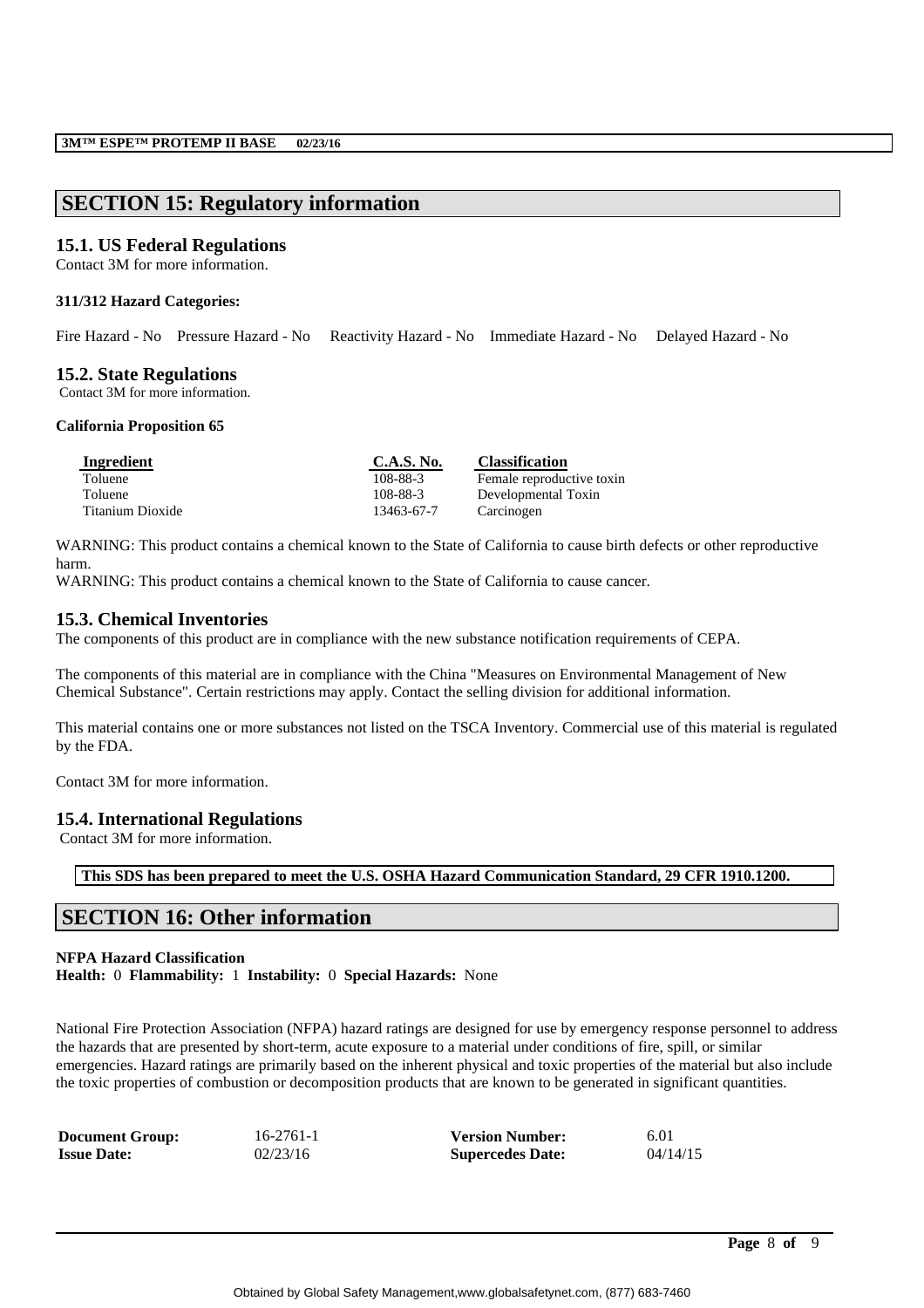## SECTION 15: Regulatory information

### 15.1. US Federal Regulations

Contact 3M for more information.

**311/312 Hazard Categories:**

Fire Hazard - No Pressure Hazard - No Reactivity Hazard - No Immediate Hazard - No Delayed Hazard - No

### 15.2. State Regulations

Contact 3M for more information.

**California Proposition 65**

| Ingredient | C.A.S. No. | Classification |
|---|---|---|
| Toluene | 108-88-3 | Female reproductive toxin |
| Toluene | 108-88-3 | Developmental Toxin |
| Titanium Dioxide | 13463-67-7 | Carcinogen |

WARNING: This product contains a chemical known to the State of California to cause birth defects or other reproductive harm.

WARNING: This product contains a chemical known to the State of California to cause cancer.

### 15.3. Chemical Inventories

The components of this product are in compliance with the new substance notification requirements of CEPA.

The components of this material are in compliance with the China "Measures on Environmental Management of New Chemical Substance". Certain restrictions may apply. Contact the selling division for additional information.

This material contains one or more substances not listed on the TSCA Inventory. Commercial use of this material is regulated by the FDA.

Contact 3M for more information.

### 15.4. International Regulations

Contact 3M for more information.

**This SDS has been prepared to meet the U.S. OSHA Hazard Communication Standard, 29 CFR 1910.1200.**

## SECTION 16: Other information

**NFPA Hazard Classification**

**Health:** 0 **Flammability:** 1 **Instability:** 0 **Special Hazards:** None

National Fire Protection Association (NFPA) hazard ratings are designed for use by emergency response personnel to address the hazards that are presented by short-term, acute exposure to a material under conditions of fire, spill, or similar emergencies. Hazard ratings are primarily based on the inherent physical and toxic properties of the material but also include the toxic properties of combustion or decomposition products that are known to be generated in significant quantities.

| **Document Group:** | 16-2761-1 | **Version Number:** | 6.01 |
|---|---|---|---|
| **Issue Date:** | 02/23/16 | **Supercedes Date:** | 04/14/15 |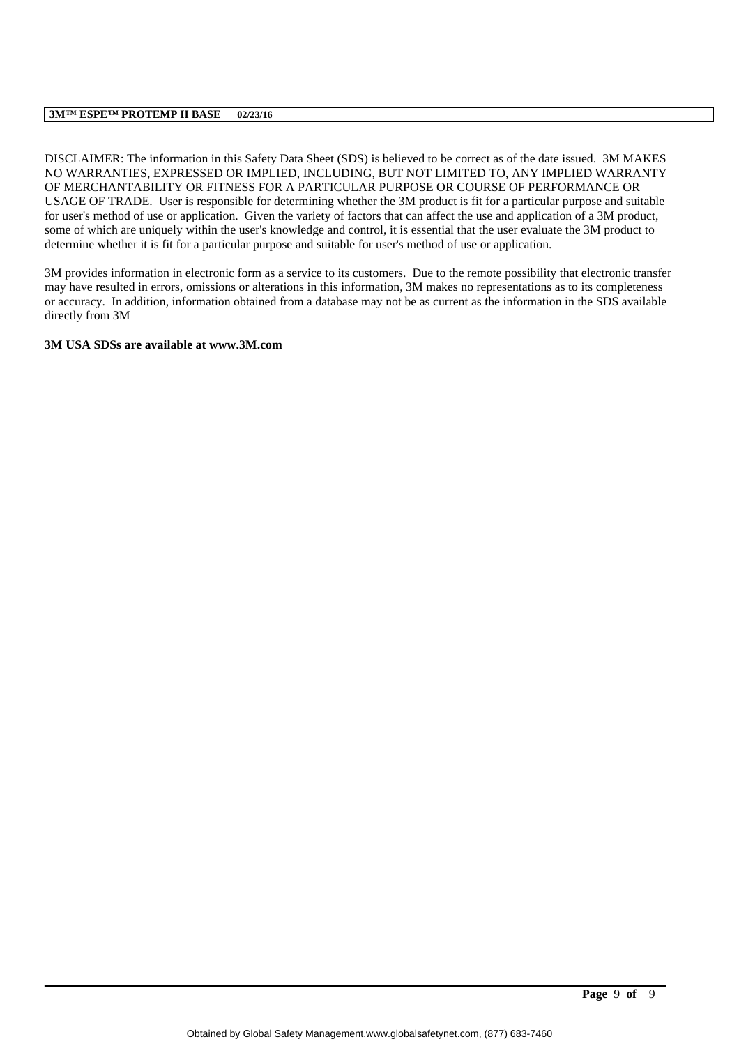DISCLAIMER: The information in this Safety Data Sheet (SDS) is believed to be correct as of the date issued. 3M MAKES NO WARRANTIES, EXPRESSED OR IMPLIED, INCLUDING, BUT NOT LIMITED TO, ANY IMPLIED WARRANTY OF MERCHANTABILITY OR FITNESS FOR A PARTICULAR PURPOSE OR COURSE OF PERFORMANCE OR USAGE OF TRADE. User is responsible for determining whether the 3M product is fit for a particular purpose and suitable for user's method of use or application. Given the variety of factors that can affect the use and application of a 3M product, some of which are uniquely within the user's knowledge and control, it is essential that the user evaluate the 3M product to determine whether it is fit for a particular purpose and suitable for user's method of use or application.

3M provides information in electronic form as a service to its customers. Due to the remote possibility that electronic transfer may have resulted in errors, omissions or alterations in this information, 3M makes no representations as to its completeness or accuracy. In addition, information obtained from a database may not be as current as the information in the SDS available directly from 3M

**3M USA SDSs are available at www.3M.com**